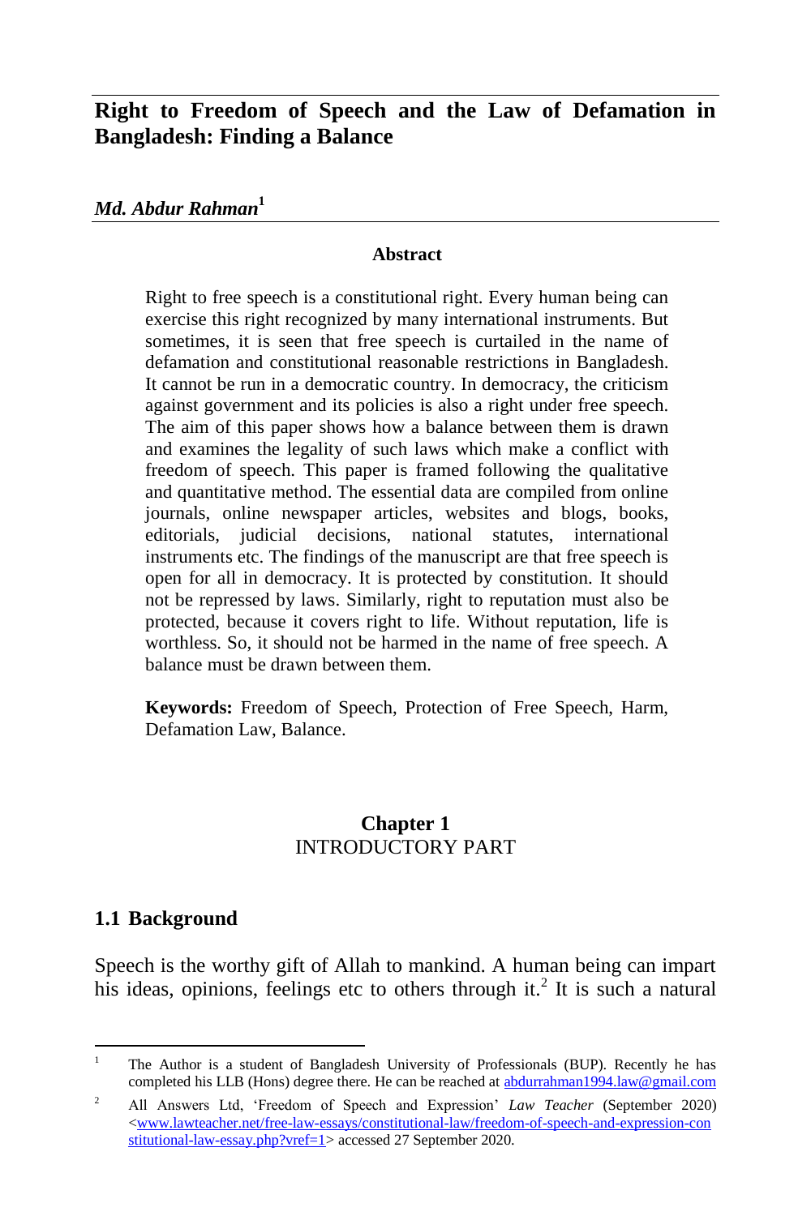# Right to Freedom of Speech and the Law of Defamation in Bangladesh: Finding a Balance

***Md. Abdur Rahman*[1]**

**Abstract**

Right to free speech is a constitutional right. Every human being can exercise this right recognized by many international instruments. But sometimes, it is seen that free speech is curtailed in the name of defamation and constitutional reasonable restrictions in Bangladesh. It cannot be run in a democratic country. In democracy, the criticism against government and its policies is also a right under free speech. The aim of this paper shows how a balance between them is drawn and examines the legality of such laws which make a conflict with freedom of speech. This paper is framed following the qualitative and quantitative method. The essential data are compiled from online journals, online newspaper articles, websites and blogs, books, editorials, judicial decisions, national statutes, international instruments etc. The findings of the manuscript are that free speech is open for all in democracy. It is protected by constitution. It should not be repressed by laws. Similarly, right to reputation must also be protected, because it covers right to life. Without reputation, life is worthless. So, it should not be harmed in the name of free speech. A balance must be drawn between them.

**Keywords:** Freedom of Speech, Protection of Free Speech, Harm, Defamation Law, Balance.

## Chapter 1
## INTRODUCTORY PART

### 1.1 Background

Speech is the worthy gift of Allah to mankind. A human being can impart his ideas, opinions, feelings etc to others through it.[2] It is such a natural

---

[1] The Author is a student of Bangladesh University of Professionals (BUP). Recently he has completed his LLB (Hons) degree there. He can be reached at abdurrahman1994.law@gmail.com

[2] All Answers Ltd, 'Freedom of Speech and Expression' *Law Teacher* (September 2020) <www.lawteacher.net/free-law-essays/constitutional-law/freedom-of-speech-and-expression-constitutional-law-essay.php?vref=1> accessed 27 September 2020.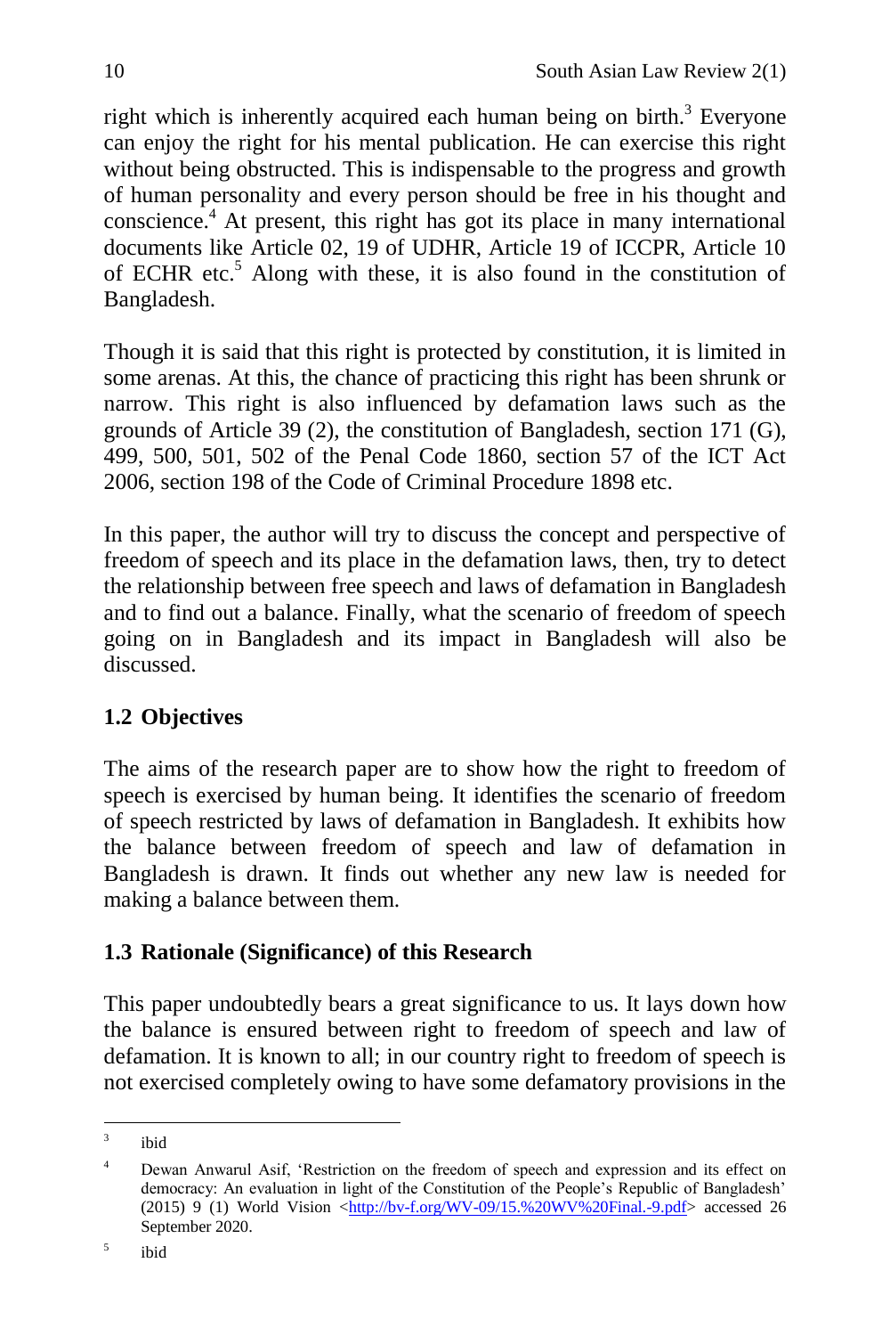right which is inherently acquired each human being on birth.[3] Everyone can enjoy the right for his mental publication. He can exercise this right without being obstructed. This is indispensable to the progress and growth of human personality and every person should be free in his thought and conscience.[4] At present, this right has got its place in many international documents like Article 02, 19 of UDHR, Article 19 of ICCPR, Article 10 of ECHR etc.[5] Along with these, it is also found in the constitution of Bangladesh.

Though it is said that this right is protected by constitution, it is limited in some arenas. At this, the chance of practicing this right has been shrunk or narrow. This right is also influenced by defamation laws such as the grounds of Article 39 (2), the constitution of Bangladesh, section 171 (G), 499, 500, 501, 502 of the Penal Code 1860, section 57 of the ICT Act 2006, section 198 of the Code of Criminal Procedure 1898 etc.

In this paper, the author will try to discuss the concept and perspective of freedom of speech and its place in the defamation laws, then, try to detect the relationship between free speech and laws of defamation in Bangladesh and to find out a balance. Finally, what the scenario of freedom of speech going on in Bangladesh and its impact in Bangladesh will also be discussed.

### 1.2 Objectives

The aims of the research paper are to show how the right to freedom of speech is exercised by human being. It identifies the scenario of freedom of speech restricted by laws of defamation in Bangladesh. It exhibits how the balance between freedom of speech and law of defamation in Bangladesh is drawn. It finds out whether any new law is needed for making a balance between them.

### 1.3 Rationale (Significance) of this Research

This paper undoubtedly bears a great significance to us. It lays down how the balance is ensured between right to freedom of speech and law of defamation. It is known to all; in our country right to freedom of speech is not exercised completely owing to have some defamatory provisions in the

---

[3] ibid

[4] Dewan Anwarul Asif, 'Restriction on the freedom of speech and expression and its effect on democracy: An evaluation in light of the Constitution of the People's Republic of Bangladesh' (2015) 9 (1) World Vision <http://bv-f.org/WV-09/15.%20WV%20Final.-9.pdf> accessed 26 September 2020.

[5] ibid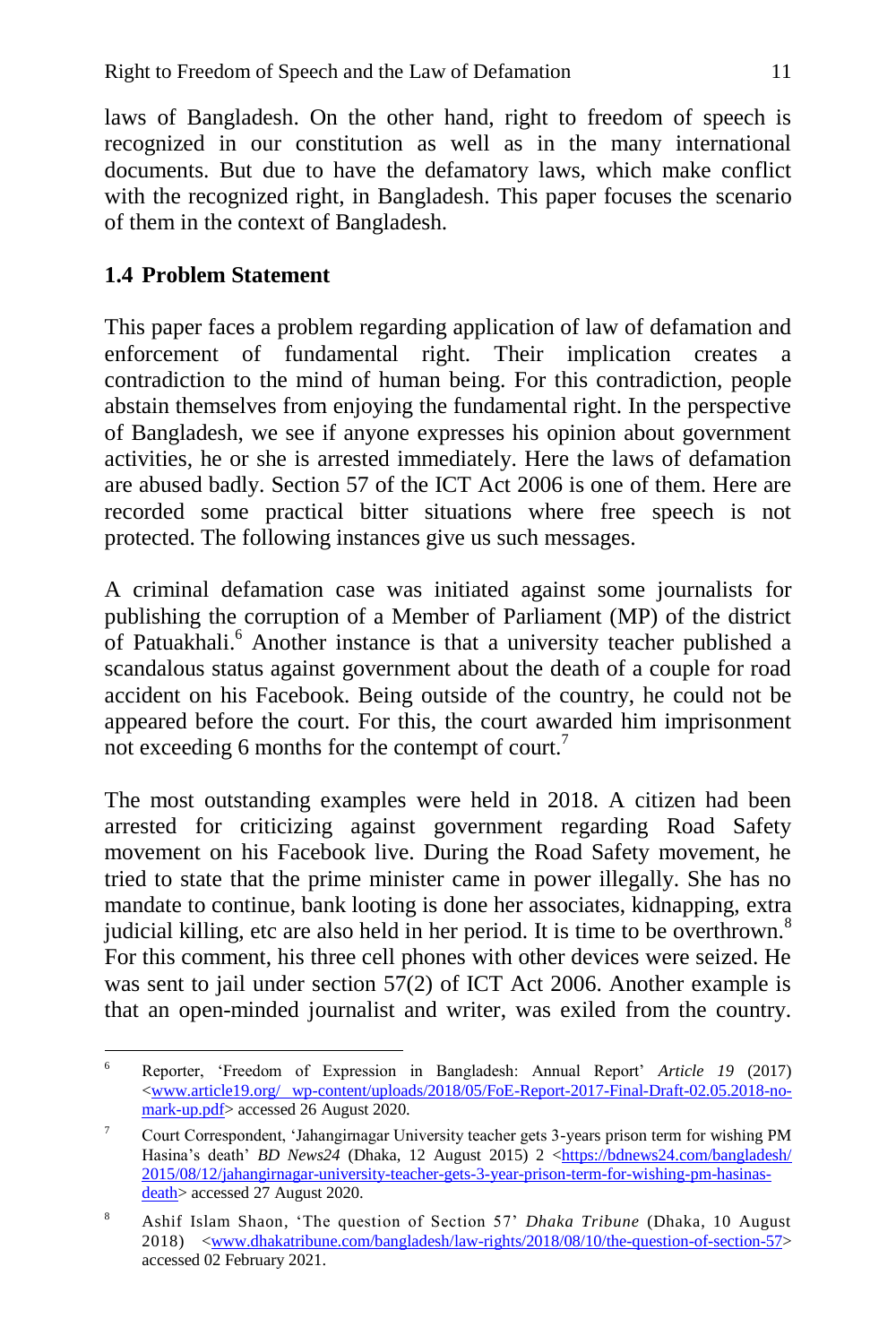laws of Bangladesh. On the other hand, right to freedom of speech is recognized in our constitution as well as in the many international documents. But due to have the defamatory laws, which make conflict with the recognized right, in Bangladesh. This paper focuses the scenario of them in the context of Bangladesh.

### 1.4 Problem Statement

This paper faces a problem regarding application of law of defamation and enforcement of fundamental right. Their implication creates a contradiction to the mind of human being. For this contradiction, people abstain themselves from enjoying the fundamental right. In the perspective of Bangladesh, we see if anyone expresses his opinion about government activities, he or she is arrested immediately. Here the laws of defamation are abused badly. Section 57 of the ICT Act 2006 is one of them. Here are recorded some practical bitter situations where free speech is not protected. The following instances give us such messages.

A criminal defamation case was initiated against some journalists for publishing the corruption of a Member of Parliament (MP) of the district of Patuakhali.[6] Another instance is that a university teacher published a scandalous status against government about the death of a couple for road accident on his Facebook. Being outside of the country, he could not be appeared before the court. For this, the court awarded him imprisonment not exceeding 6 months for the contempt of court.[7]

The most outstanding examples were held in 2018. A citizen had been arrested for criticizing against government regarding Road Safety movement on his Facebook live. During the Road Safety movement, he tried to state that the prime minister came in power illegally. She has no mandate to continue, bank looting is done her associates, kidnapping, extra judicial killing, etc are also held in her period. It is time to be overthrown.[8] For this comment, his three cell phones with other devices were seized. He was sent to jail under section 57(2) of ICT Act 2006. Another example is that an open-minded journalist and writer, was exiled from the country.

---

[6] Reporter, 'Freedom of Expression in Bangladesh: Annual Report' *Article 19* (2017) <www.article19.org/ wp-content/uploads/2018/05/FoE-Report-2017-Final-Draft-02.05.2018-no-mark-up.pdf> accessed 26 August 2020.

[7] Court Correspondent, 'Jahangirnagar University teacher gets 3-years prison term for wishing PM Hasina's death' *BD News24* (Dhaka, 12 August 2015) 2 <https://bdnews24.com/bangladesh/2015/08/12/jahangirnagar-university-teacher-gets-3-year-prison-term-for-wishing-pm-hasinas-death> accessed 27 August 2020.

[8] Ashif Islam Shaon, 'The question of Section 57' *Dhaka Tribune* (Dhaka, 10 August 2018) <www.dhakatribune.com/bangladesh/law-rights/2018/08/10/the-question-of-section-57> accessed 02 February 2021.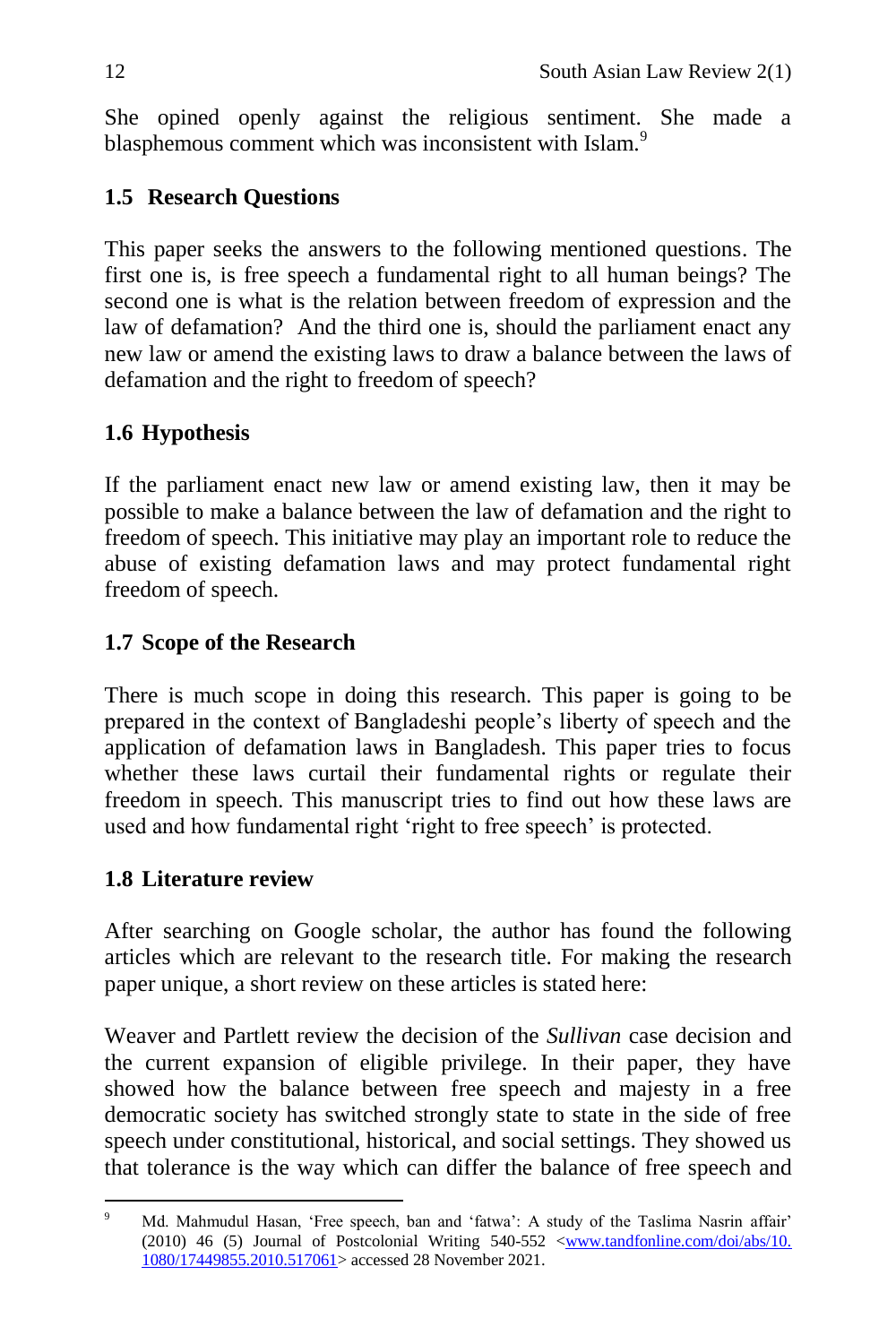She opined openly against the religious sentiment. She made a blasphemous comment which was inconsistent with Islam.[9]

## 1.5 Research Questions

This paper seeks the answers to the following mentioned questions. The first one is, is free speech a fundamental right to all human beings? The second one is what is the relation between freedom of expression and the law of defamation? And the third one is, should the parliament enact any new law or amend the existing laws to draw a balance between the laws of defamation and the right to freedom of speech?

## 1.6 Hypothesis

If the parliament enact new law or amend existing law, then it may be possible to make a balance between the law of defamation and the right to freedom of speech. This initiative may play an important role to reduce the abuse of existing defamation laws and may protect fundamental right freedom of speech.

## 1.7 Scope of the Research

There is much scope in doing this research. This paper is going to be prepared in the context of Bangladeshi people's liberty of speech and the application of defamation laws in Bangladesh. This paper tries to focus whether these laws curtail their fundamental rights or regulate their freedom in speech. This manuscript tries to find out how these laws are used and how fundamental right 'right to free speech' is protected.

## 1.8 Literature review

After searching on Google scholar, the author has found the following articles which are relevant to the research title. For making the research paper unique, a short review on these articles is stated here:

Weaver and Partlett review the decision of the *Sullivan* case decision and the current expansion of eligible privilege. In their paper, they have showed how the balance between free speech and majesty in a free democratic society has switched strongly state to state in the side of free speech under constitutional, historical, and social settings. They showed us that tolerance is the way which can differ the balance of free speech and

---

[9] Md. Mahmudul Hasan, 'Free speech, ban and 'fatwa': A study of the Taslima Nasrin affair' (2010) 46 (5) Journal of Postcolonial Writing 540-552 <www.tandfonline.com/doi/abs/10.1080/17449855.2010.517061> accessed 28 November 2021.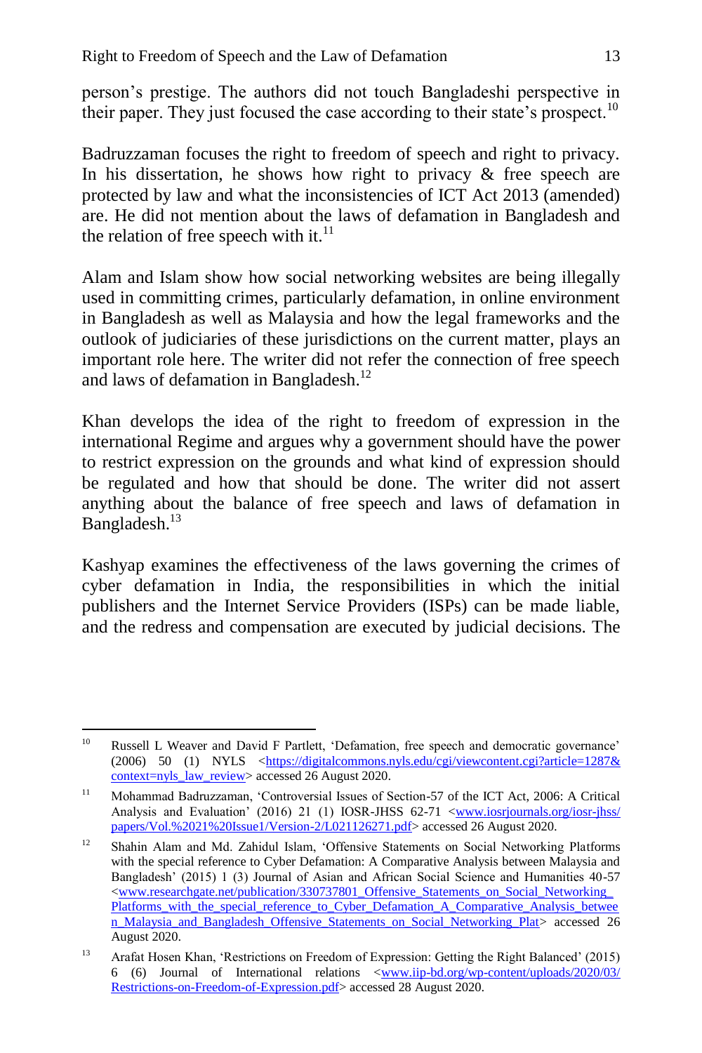person's prestige. The authors did not touch Bangladeshi perspective in their paper. They just focused the case according to their state's prospect.[10]

Badruzzaman focuses the right to freedom of speech and right to privacy. In his dissertation, he shows how right to privacy & free speech are protected by law and what the inconsistencies of ICT Act 2013 (amended) are. He did not mention about the laws of defamation in Bangladesh and the relation of free speech with it.[11]

Alam and Islam show how social networking websites are being illegally used in committing crimes, particularly defamation, in online environment in Bangladesh as well as Malaysia and how the legal frameworks and the outlook of judiciaries of these jurisdictions on the current matter, plays an important role here. The writer did not refer the connection of free speech and laws of defamation in Bangladesh.[12]

Khan develops the idea of the right to freedom of expression in the international Regime and argues why a government should have the power to restrict expression on the grounds and what kind of expression should be regulated and how that should be done. The writer did not assert anything about the balance of free speech and laws of defamation in Bangladesh.[13]

Kashyap examines the effectiveness of the laws governing the crimes of cyber defamation in India, the responsibilities in which the initial publishers and the Internet Service Providers (ISPs) can be made liable, and the redress and compensation are executed by judicial decisions. The

---

[10] Russell L Weaver and David F Partlett, 'Defamation, free speech and democratic governance' (2006) 50 (1) NYLS <https://digitalcommons.nyls.edu/cgi/viewcontent.cgi?article=1287&context=nyls_law_review> accessed 26 August 2020.

[11] Mohammad Badruzzaman, 'Controversial Issues of Section-57 of the ICT Act, 2006: A Critical Analysis and Evaluation' (2016) 21 (1) IOSR-JHSS 62-71 <www.iosrjournals.org/iosr-jhss/papers/Vol.%2021%20Issue1/Version-2/L021126271.pdf> accessed 26 August 2020.

[12] Shahin Alam and Md. Zahidul Islam, 'Offensive Statements on Social Networking Platforms with the special reference to Cyber Defamation: A Comparative Analysis between Malaysia and Bangladesh' (2015) 1 (3) Journal of Asian and African Social Science and Humanities 40-57 <www.researchgate.net/publication/330737801_Offensive_Statements_on_Social_Networking_Platforms_with_the_special_reference_to_Cyber_Defamation_A_Comparative_Analysis_between_Malaysia_and_Bangladesh_Offensive_Statements_on_Social_Networking_Plat> accessed 26 August 2020.

[13] Arafat Hosen Khan, 'Restrictions on Freedom of Expression: Getting the Right Balanced' (2015) 6 (6) Journal of International relations <www.iip-bd.org/wp-content/uploads/2020/03/Restrictions-on-Freedom-of-Expression.pdf> accessed 28 August 2020.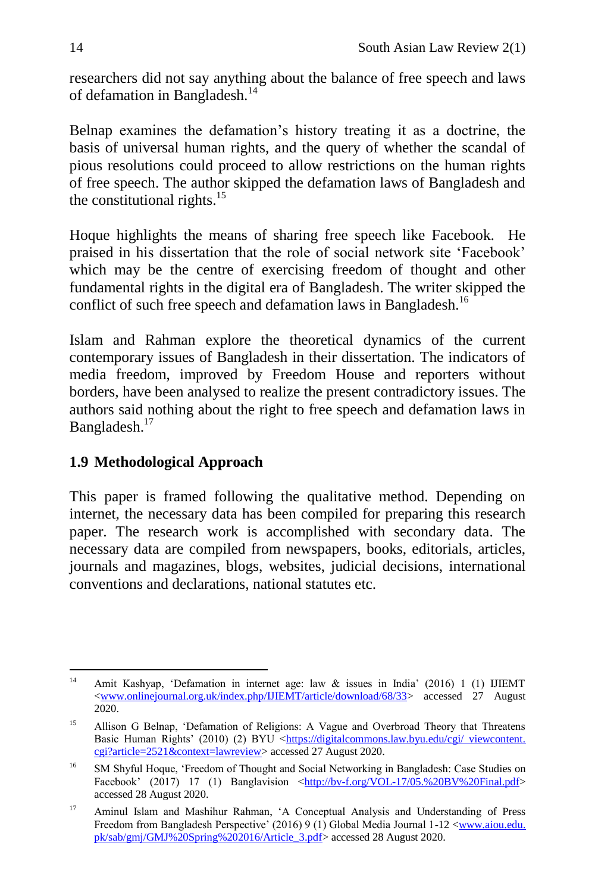researchers did not say anything about the balance of free speech and laws of defamation in Bangladesh.[14]

Belnap examines the defamation's history treating it as a doctrine, the basis of universal human rights, and the query of whether the scandal of pious resolutions could proceed to allow restrictions on the human rights of free speech. The author skipped the defamation laws of Bangladesh and the constitutional rights.[15]

Hoque highlights the means of sharing free speech like Facebook. He praised in his dissertation that the role of social network site 'Facebook' which may be the centre of exercising freedom of thought and other fundamental rights in the digital era of Bangladesh. The writer skipped the conflict of such free speech and defamation laws in Bangladesh.[16]

Islam and Rahman explore the theoretical dynamics of the current contemporary issues of Bangladesh in their dissertation. The indicators of media freedom, improved by Freedom House and reporters without borders, have been analysed to realize the present contradictory issues. The authors said nothing about the right to free speech and defamation laws in Bangladesh.[17]

### 1.9 Methodological Approach

This paper is framed following the qualitative method. Depending on internet, the necessary data has been compiled for preparing this research paper. The research work is accomplished with secondary data. The necessary data are compiled from newspapers, books, editorials, articles, journals and magazines, blogs, websites, judicial decisions, international conventions and declarations, national statutes etc.

---

[14] Amit Kashyap, 'Defamation in internet age: law & issues in India' (2016) 1 (1) IJIEMT <www.onlinejournal.org.uk/index.php/IJIEMT/article/download/68/33> accessed 27 August 2020.

[15] Allison G Belnap, 'Defamation of Religions: A Vague and Overbroad Theory that Threatens Basic Human Rights' (2010) (2) BYU <https://digitalcommons.law.byu.edu/cgi/ viewcontent.cgi?article=2521&context=lawreview> accessed 27 August 2020.

[16] SM Shyful Hoque, 'Freedom of Thought and Social Networking in Bangladesh: Case Studies on Facebook' (2017) 17 (1) Banglavision <http://bv-f.org/VOL-17/05.%20BV%20Final.pdf> accessed 28 August 2020.

[17] Aminul Islam and Mashihur Rahman, 'A Conceptual Analysis and Understanding of Press Freedom from Bangladesh Perspective' (2016) 9 (1) Global Media Journal 1-12 <www.aiou.edu.pk/sab/gmj/GMJ%20Spring%202016/Article_3.pdf> accessed 28 August 2020.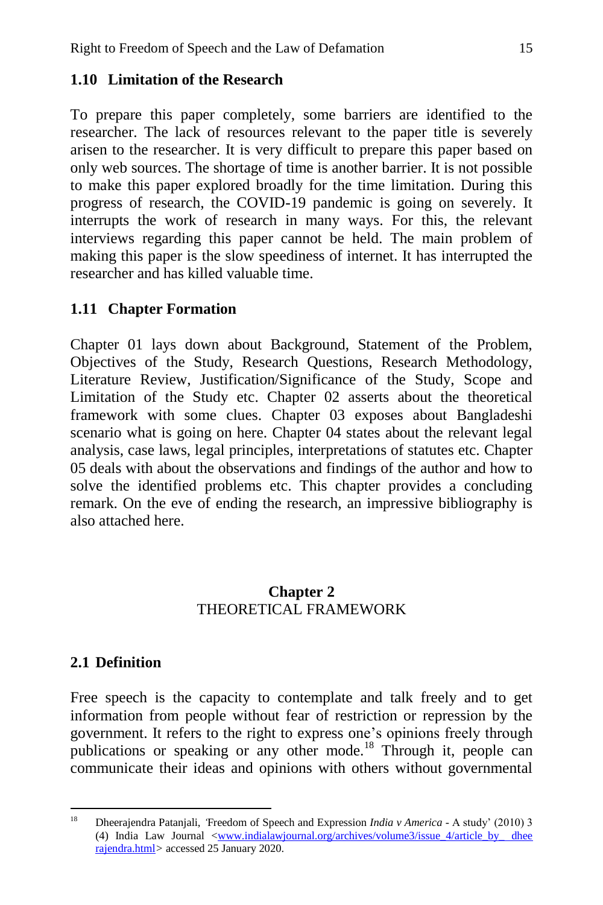### 1.10 Limitation of the Research

To prepare this paper completely, some barriers are identified to the researcher. The lack of resources relevant to the paper title is severely arisen to the researcher. It is very difficult to prepare this paper based on only web sources. The shortage of time is another barrier. It is not possible to make this paper explored broadly for the time limitation. During this progress of research, the COVID-19 pandemic is going on severely. It interrupts the work of research in many ways. For this, the relevant interviews regarding this paper cannot be held. The main problem of making this paper is the slow speediness of internet. It has interrupted the researcher and has killed valuable time.

### 1.11 Chapter Formation

Chapter 01 lays down about Background, Statement of the Problem, Objectives of the Study, Research Questions, Research Methodology, Literature Review, Justification/Significance of the Study, Scope and Limitation of the Study etc. Chapter 02 asserts about the theoretical framework with some clues. Chapter 03 exposes about Bangladeshi scenario what is going on here. Chapter 04 states about the relevant legal analysis, case laws, legal principles, interpretations of statutes etc. Chapter 05 deals with about the observations and findings of the author and how to solve the identified problems etc. This chapter provides a concluding remark. On the eve of ending the research, an impressive bibliography is also attached here.

## Chapter 2
## THEORETICAL FRAMEWORK

### 2.1 Definition

Free speech is the capacity to contemplate and talk freely and to get information from people without fear of restriction or repression by the government. It refers to the right to express one's opinions freely through publications or speaking or any other mode.[18] Through it, people can communicate their ideas and opinions with others without governmental

---

[18] Dheerajendra Patanjali, 'Freedom of Speech and Expression *India v America* - A study' (2010) 3 (4) India Law Journal <www.indialawjournal.org/archives/volume3/issue_4/article_by_ dheerajendra.html> accessed 25 January 2020.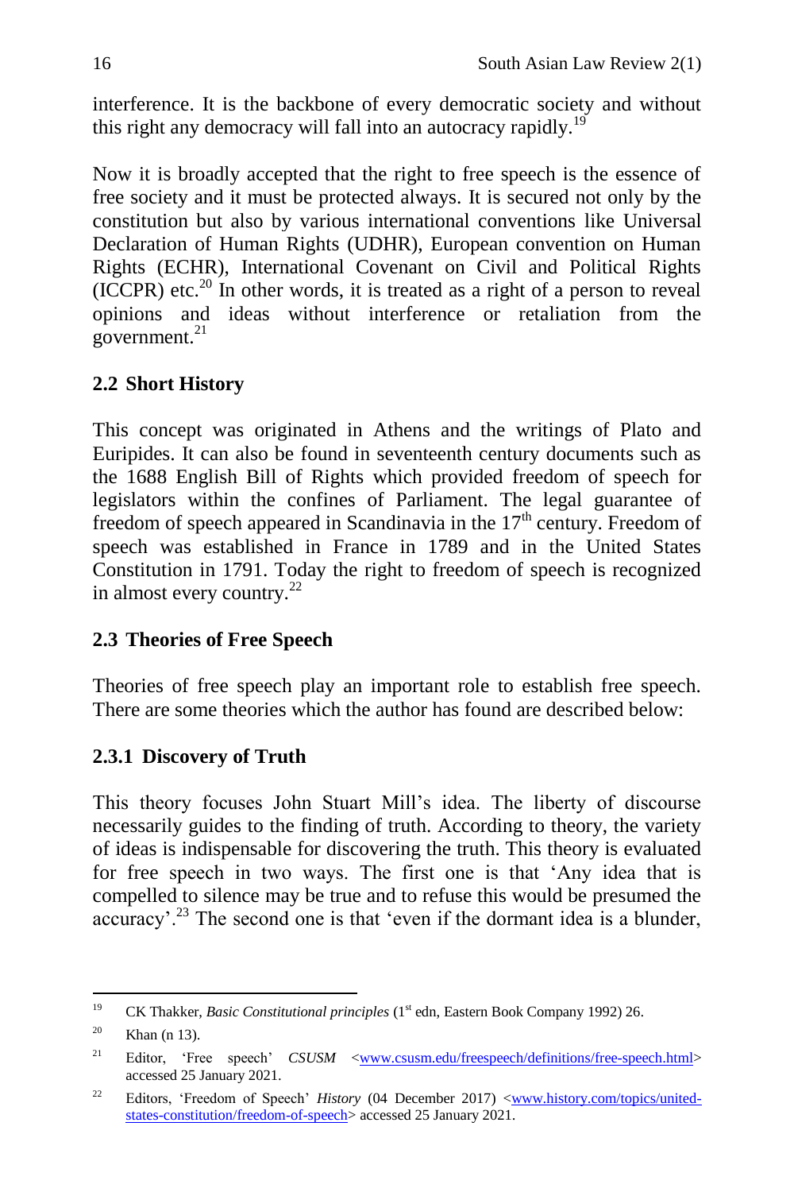interference. It is the backbone of every democratic society and without this right any democracy will fall into an autocracy rapidly.[19]

Now it is broadly accepted that the right to free speech is the essence of free society and it must be protected always. It is secured not only by the constitution but also by various international conventions like Universal Declaration of Human Rights (UDHR), European convention on Human Rights (ECHR), International Covenant on Civil and Political Rights (ICCPR) etc.[20] In other words, it is treated as a right of a person to reveal opinions and ideas without interference or retaliation from the government.[21]

### 2.2 Short History

This concept was originated in Athens and the writings of Plato and Euripides. It can also be found in seventeenth century documents such as the 1688 English Bill of Rights which provided freedom of speech for legislators within the confines of Parliament. The legal guarantee of freedom of speech appeared in Scandinavia in the 17th century. Freedom of speech was established in France in 1789 and in the United States Constitution in 1791. Today the right to freedom of speech is recognized in almost every country.[22]

### 2.3 Theories of Free Speech

Theories of free speech play an important role to establish free speech. There are some theories which the author has found are described below:

#### 2.3.1 Discovery of Truth

This theory focuses John Stuart Mill's idea. The liberty of discourse necessarily guides to the finding of truth. According to theory, the variety of ideas is indispensable for discovering the truth. This theory is evaluated for free speech in two ways. The first one is that 'Any idea that is compelled to silence may be true and to refuse this would be presumed the accuracy'.[23] The second one is that 'even if the dormant idea is a blunder,

---

[19] CK Thakker, *Basic Constitutional principles* (1st edn, Eastern Book Company 1992) 26.

[20] Khan (n 13).

[21] Editor, 'Free speech' *CSUSM* <www.csusm.edu/freespeech/definitions/free-speech.html> accessed 25 January 2021.

[22] Editors, 'Freedom of Speech' *History* (04 December 2017) <www.history.com/topics/united-states-constitution/freedom-of-speech> accessed 25 January 2021.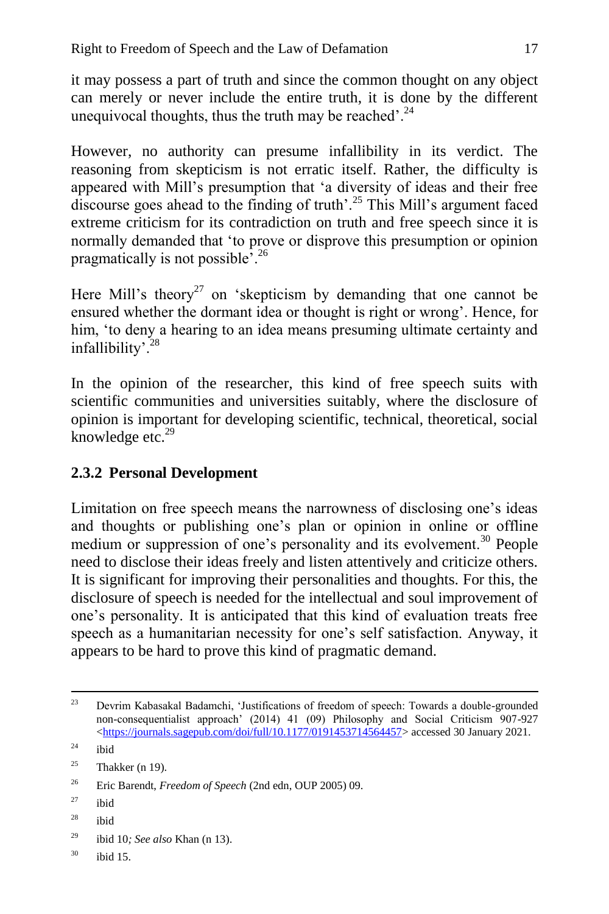it may possess a part of truth and since the common thought on any object can merely or never include the entire truth, it is done by the different unequivocal thoughts, thus the truth may be reached'.[24]

However, no authority can presume infallibility in its verdict. The reasoning from skepticism is not erratic itself. Rather, the difficulty is appeared with Mill's presumption that 'a diversity of ideas and their free discourse goes ahead to the finding of truth'.[25] This Mill's argument faced extreme criticism for its contradiction on truth and free speech since it is normally demanded that 'to prove or disprove this presumption or opinion pragmatically is not possible'.[26]

Here Mill's theory[27] on 'skepticism by demanding that one cannot be ensured whether the dormant idea or thought is right or wrong'. Hence, for him, 'to deny a hearing to an idea means presuming ultimate certainty and infallibility'.[28]

In the opinion of the researcher, this kind of free speech suits with scientific communities and universities suitably, where the disclosure of opinion is important for developing scientific, technical, theoretical, social knowledge etc.[29]

### 2.3.2 Personal Development

Limitation on free speech means the narrowness of disclosing one's ideas and thoughts or publishing one's plan or opinion in online or offline medium or suppression of one's personality and its evolvement.[30] People need to disclose their ideas freely and listen attentively and criticize others. It is significant for improving their personalities and thoughts. For this, the disclosure of speech is needed for the intellectual and soul improvement of one's personality. It is anticipated that this kind of evaluation treats free speech as a humanitarian necessity for one's self satisfaction. Anyway, it appears to be hard to prove this kind of pragmatic demand.

---

[23] Devrim Kabasakal Badamchi, 'Justifications of freedom of speech: Towards a double-grounded non-consequentialist approach' (2014) 41 (09) Philosophy and Social Criticism 907-927 <https://journals.sagepub.com/doi/full/10.1177/0191453714564457> accessed 30 January 2021.

[24] ibid

[25] Thakker (n 19).

[26] Eric Barendt, *Freedom of Speech* (2nd edn, OUP 2005) 09.

[27] ibid

[28] ibid

[29] ibid 10*; See also* Khan (n 13).

[30] ibid 15.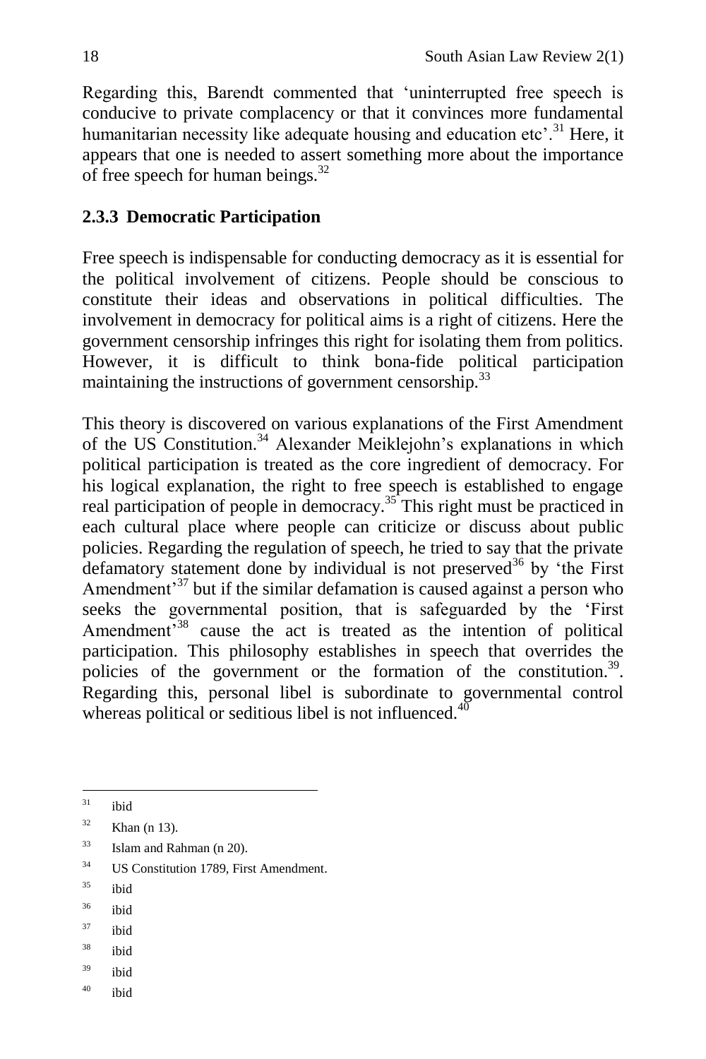Regarding this, Barendt commented that 'uninterrupted free speech is conducive to private complacency or that it convinces more fundamental humanitarian necessity like adequate housing and education etc'.[31] Here, it appears that one is needed to assert something more about the importance of free speech for human beings.[32]

### 2.3.3 Democratic Participation

Free speech is indispensable for conducting democracy as it is essential for the political involvement of citizens. People should be conscious to constitute their ideas and observations in political difficulties. The involvement in democracy for political aims is a right of citizens. Here the government censorship infringes this right for isolating them from politics. However, it is difficult to think bona-fide political participation maintaining the instructions of government censorship.[33]

This theory is discovered on various explanations of the First Amendment of the US Constitution.[34] Alexander Meiklejohn's explanations in which political participation is treated as the core ingredient of democracy. For his logical explanation, the right to free speech is established to engage real participation of people in democracy.[35] This right must be practiced in each cultural place where people can criticize or discuss about public policies. Regarding the regulation of speech, he tried to say that the private defamatory statement done by individual is not preserved[36] by 'the First Amendment'[37] but if the similar defamation is caused against a person who seeks the governmental position, that is safeguarded by the 'First Amendment'[38] cause the act is treated as the intention of political participation. This philosophy establishes in speech that overrides the policies of the government or the formation of the constitution.[39]. Regarding this, personal libel is subordinate to governmental control whereas political or seditious libel is not influenced.[40]

---

[31] ibid

[32] Khan (n 13).

[33] Islam and Rahman (n 20).

[34] US Constitution 1789, First Amendment.

[35] ibid

[36] ibid

[37] ibid

[38] ibid

[39] ibid

[40] ibid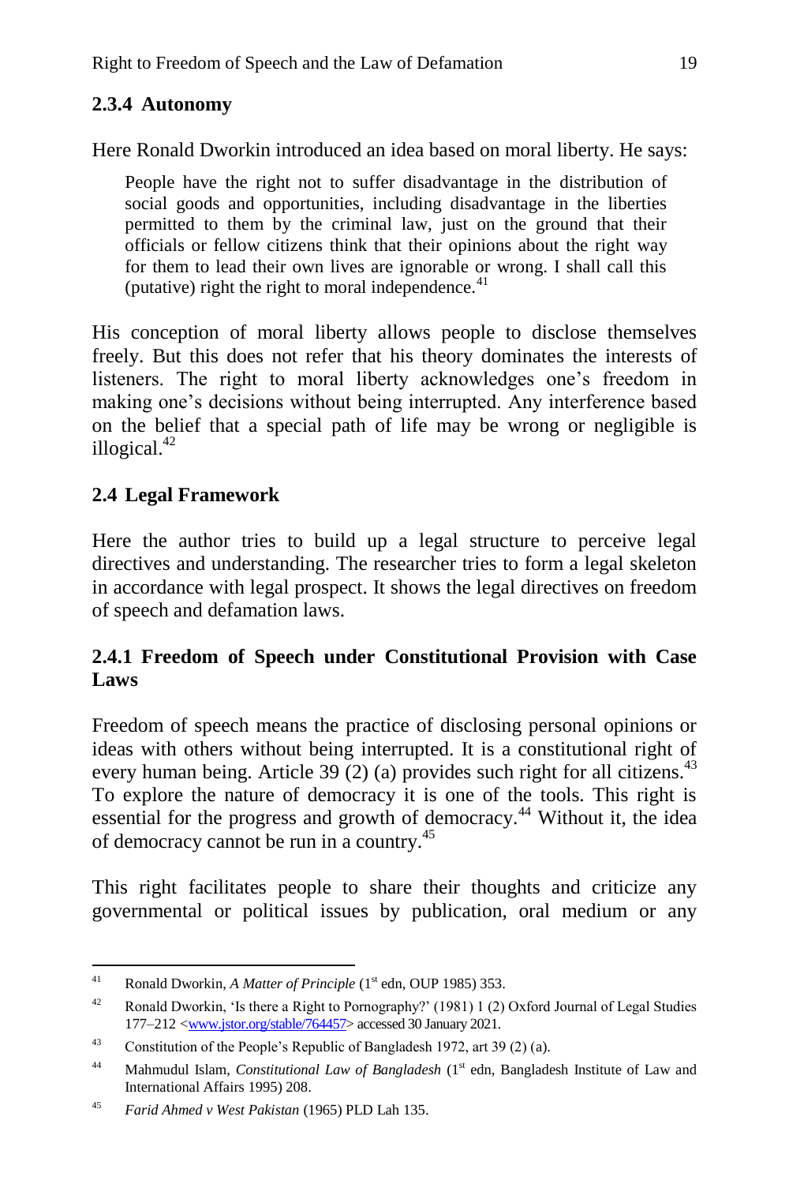### 2.3.4 Autonomy

Here Ronald Dworkin introduced an idea based on moral liberty. He says:

> People have the right not to suffer disadvantage in the distribution of social goods and opportunities, including disadvantage in the liberties permitted to them by the criminal law, just on the ground that their officials or fellow citizens think that their opinions about the right way for them to lead their own lives are ignorable or wrong. I shall call this (putative) right the right to moral independence.[41]

His conception of moral liberty allows people to disclose themselves freely. But this does not refer that his theory dominates the interests of listeners. The right to moral liberty acknowledges one's freedom in making one's decisions without being interrupted. Any interference based on the belief that a special path of life may be wrong or negligible is illogical.[42]

## 2.4 Legal Framework

Here the author tries to build up a legal structure to perceive legal directives and understanding. The researcher tries to form a legal skeleton in accordance with legal prospect. It shows the legal directives on freedom of speech and defamation laws.

### 2.4.1 Freedom of Speech under Constitutional Provision with Case Laws

Freedom of speech means the practice of disclosing personal opinions or ideas with others without being interrupted. It is a constitutional right of every human being. Article 39 (2) (a) provides such right for all citizens.[43] To explore the nature of democracy it is one of the tools. This right is essential for the progress and growth of democracy.[44] Without it, the idea of democracy cannot be run in a country.[45]

This right facilitates people to share their thoughts and criticize any governmental or political issues by publication, oral medium or any

---

[41] Ronald Dworkin, *A Matter of Principle* (1st edn, OUP 1985) 353.

[42] Ronald Dworkin, 'Is there a Right to Pornography?' (1981) 1 (2) Oxford Journal of Legal Studies 177–212 <www.jstor.org/stable/764457> accessed 30 January 2021.

[43] Constitution of the People's Republic of Bangladesh 1972, art 39 (2) (a).

[44] Mahmudul Islam, *Constitutional Law of Bangladesh* (1st edn, Bangladesh Institute of Law and International Affairs 1995) 208.

[45] *Farid Ahmed v West Pakistan* (1965) PLD Lah 135.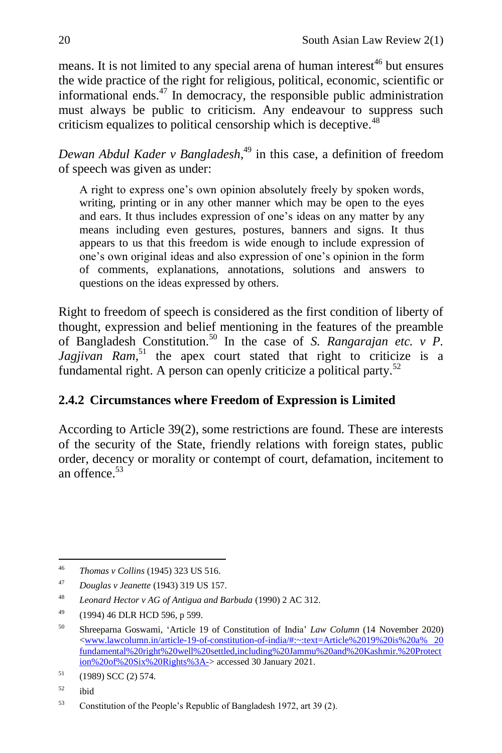means. It is not limited to any special arena of human interest[46] but ensures the wide practice of the right for religious, political, economic, scientific or informational ends.[47] In democracy, the responsible public administration must always be public to criticism. Any endeavour to suppress such criticism equalizes to political censorship which is deceptive.[48]

*Dewan Abdul Kader v Bangladesh*,[49] in this case, a definition of freedom of speech was given as under:

> A right to express one's own opinion absolutely freely by spoken words, writing, printing or in any other manner which may be open to the eyes and ears. It thus includes expression of one's ideas on any matter by any means including even gestures, postures, banners and signs. It thus appears to us that this freedom is wide enough to include expression of one's own original ideas and also expression of one's opinion in the form of comments, explanations, annotations, solutions and answers to questions on the ideas expressed by others.

Right to freedom of speech is considered as the first condition of liberty of thought, expression and belief mentioning in the features of the preamble of Bangladesh Constitution.[50] In the case of *S. Rangarajan etc. v P. Jagjivan Ram*,[51] the apex court stated that right to criticize is a fundamental right. A person can openly criticize a political party.[52]

### 2.4.2 Circumstances where Freedom of Expression is Limited

According to Article 39(2), some restrictions are found. These are interests of the security of the State, friendly relations with foreign states, public order, decency or morality or contempt of court, defamation, incitement to an offence.[53]

---

[46] *Thomas v Collins* (1945) 323 US 516.

[47] *Douglas v Jeanette* (1943) 319 US 157.

[48] *Leonard Hector v AG of Antigua and Barbuda* (1990) 2 AC 312.

[49] (1994) 46 DLR HCD 596, p 599.

[50] Shreeparna Goswami, 'Article 19 of Constitution of India' *Law Column* (14 November 2020) <www.lawcolumn.in/article-19-of-constitution-of-india/#:~:text=Article%2019%20is%20a%20fundamental%20right%20well%20settled,including%20Jammu%20and%20Kashmir.%20Protection%20of%20Six%20Rights%3A-> accessed 30 January 2021.

[51] (1989) SCC (2) 574.

[52] ibid

[53] Constitution of the People's Republic of Bangladesh 1972, art 39 (2).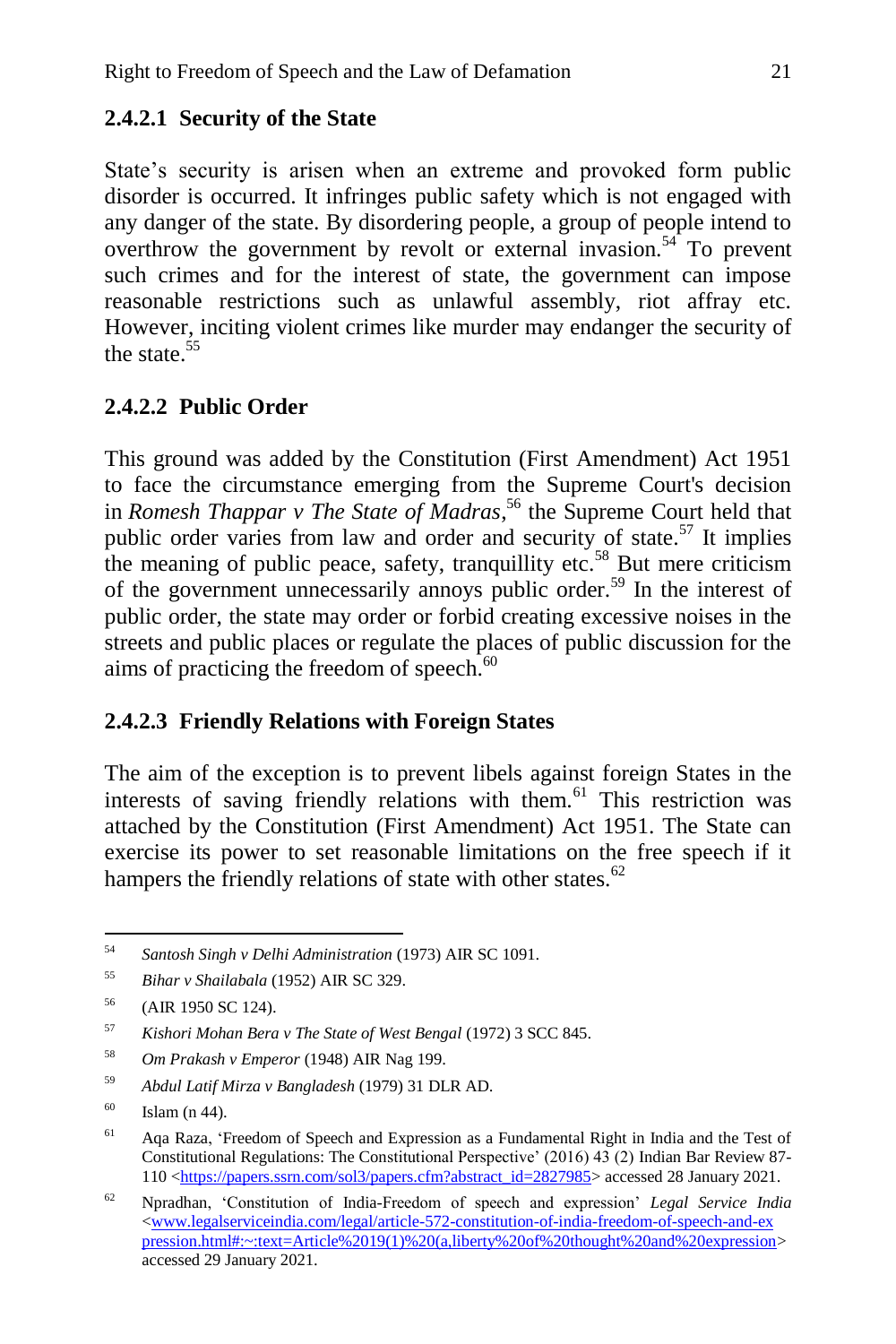#### 2.4.2.1 Security of the State

State's security is arisen when an extreme and provoked form public disorder is occurred. It infringes public safety which is not engaged with any danger of the state. By disordering people, a group of people intend to overthrow the government by revolt or external invasion.[54] To prevent such crimes and for the interest of state, the government can impose reasonable restrictions such as unlawful assembly, riot affray etc. However, inciting violent crimes like murder may endanger the security of the state.[55]

#### 2.4.2.2 Public Order

This ground was added by the Constitution (First Amendment) Act 1951 to face the circumstance emerging from the Supreme Court's decision in *Romesh Thappar v The State of Madras*,[56] the Supreme Court held that public order varies from law and order and security of state.[57] It implies the meaning of public peace, safety, tranquillity etc.[58] But mere criticism of the government unnecessarily annoys public order.[59] In the interest of public order, the state may order or forbid creating excessive noises in the streets and public places or regulate the places of public discussion for the aims of practicing the freedom of speech.[60]

#### 2.4.2.3 Friendly Relations with Foreign States

The aim of the exception is to prevent libels against foreign States in the interests of saving friendly relations with them.[61] This restriction was attached by the Constitution (First Amendment) Act 1951. The State can exercise its power to set reasonable limitations on the free speech if it hampers the friendly relations of state with other states.[62]

---

[54] *Santosh Singh v Delhi Administration* (1973) AIR SC 1091.

[55] *Bihar v Shailabala* (1952) AIR SC 329.

[56] (AIR 1950 SC 124).

[57] *Kishori Mohan Bera v The State of West Bengal* (1972) 3 SCC 845.

[58] *Om Prakash v Emperor* (1948) AIR Nag 199.

[59] *Abdul Latif Mirza v Bangladesh* (1979) 31 DLR AD.

[60] Islam (n 44).

[61] Aqa Raza, 'Freedom of Speech and Expression as a Fundamental Right in India and the Test of Constitutional Regulations: The Constitutional Perspective' (2016) 43 (2) Indian Bar Review 87-110 <https://papers.ssrn.com/sol3/papers.cfm?abstract_id=2827985> accessed 28 January 2021.

[62] Npradhan, 'Constitution of India-Freedom of speech and expression' *Legal Service India* <www.legalserviceindia.com/legal/article-572-constitution-of-india-freedom-of-speech-and-expression.html#:~:text=Article%2019(1)%20(a,liberty%20of%20thought%20and%20expression> accessed 29 January 2021.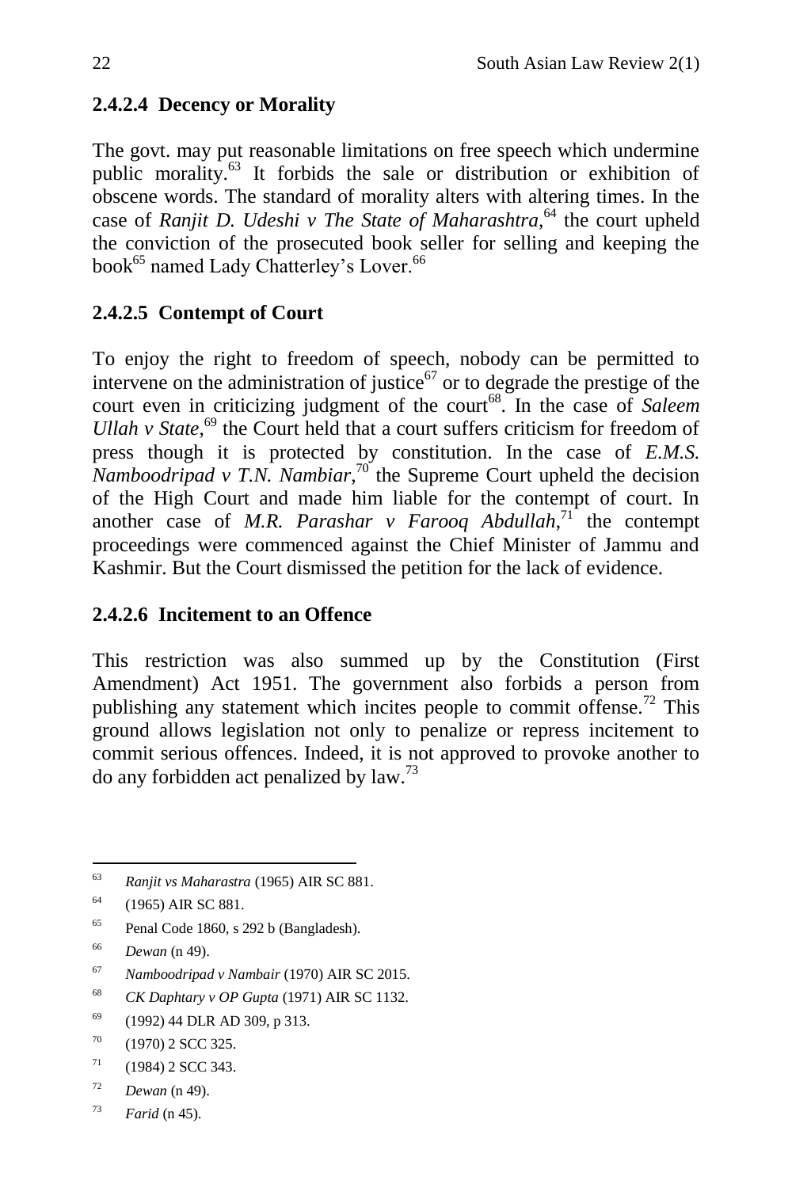### 2.4.2.4 Decency or Morality

The govt. may put reasonable limitations on free speech which undermine public morality.[63] It forbids the sale or distribution or exhibition of obscene words. The standard of morality alters with altering times. In the case of *Ranjit D. Udeshi v The State of Maharashtra*,[64] the court upheld the conviction of the prosecuted book seller for selling and keeping the book[65] named Lady Chatterley's Lover.[66]

### 2.4.2.5 Contempt of Court

To enjoy the right to freedom of speech, nobody can be permitted to intervene on the administration of justice[67] or to degrade the prestige of the court even in criticizing judgment of the court[68]. In the case of *Saleem Ullah v State*,[69] the Court held that a court suffers criticism for freedom of press though it is protected by constitution. In the case of *E.M.S. Namboodripad v T.N. Nambiar*,[70] the Supreme Court upheld the decision of the High Court and made him liable for the contempt of court. In another case of *M.R. Parashar v Farooq Abdullah*,[71] the contempt proceedings were commenced against the Chief Minister of Jammu and Kashmir. But the Court dismissed the petition for the lack of evidence.

### 2.4.2.6 Incitement to an Offence

This restriction was also summed up by the Constitution (First Amendment) Act 1951. The government also forbids a person from publishing any statement which incites people to commit offense.[72] This ground allows legislation not only to penalize or repress incitement to commit serious offences. Indeed, it is not approved to provoke another to do any forbidden act penalized by law.[73]

---

[63] *Ranjit vs Maharastra* (1965) AIR SC 881.

[64] (1965) AIR SC 881.

[65] Penal Code 1860, s 292 b (Bangladesh).

[66] *Dewan* (n 49).

[67] *Namboodripad v Nambair* (1970) AIR SC 2015.

[68] *CK Daphtary v OP Gupta* (1971) AIR SC 1132.

[69] (1992) 44 DLR AD 309, p 313.

[70] (1970) 2 SCC 325.

[71] (1984) 2 SCC 343.

[72] *Dewan* (n 49).

[73] *Farid* (n 45).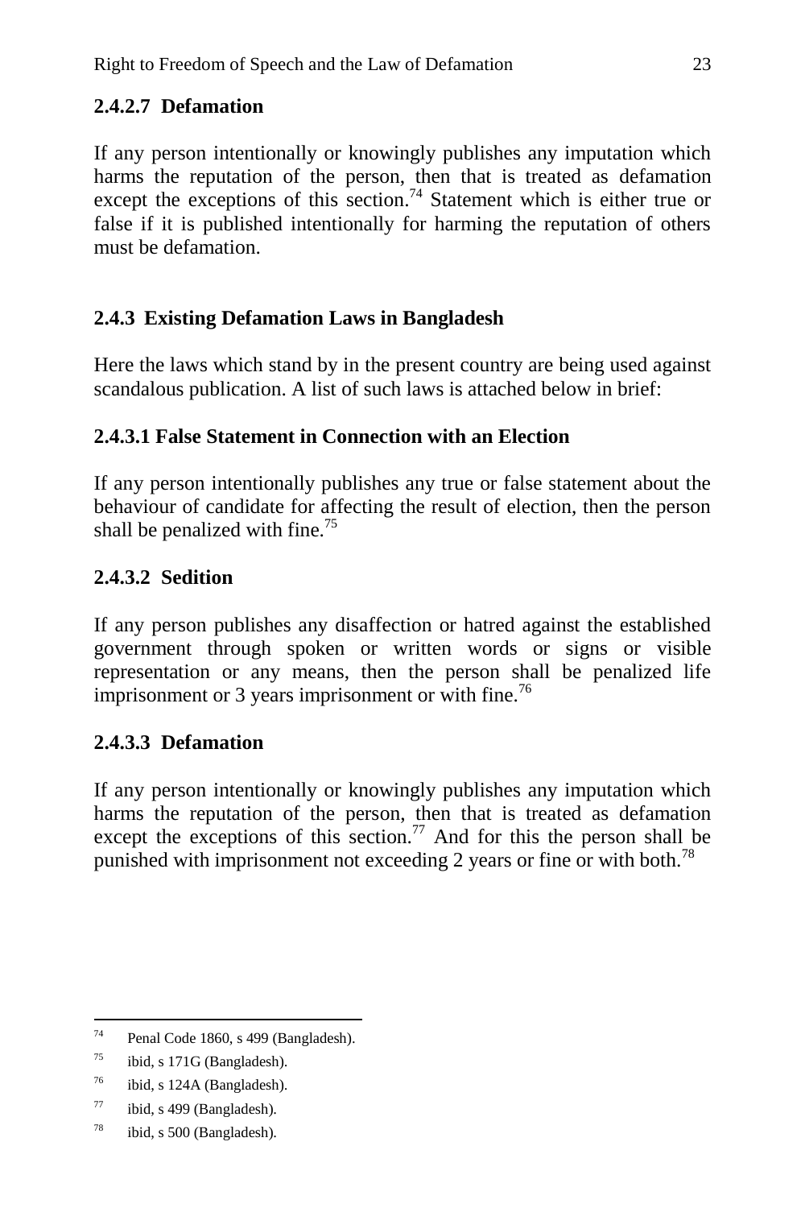#### 2.4.2.7 Defamation

If any person intentionally or knowingly publishes any imputation which harms the reputation of the person, then that is treated as defamation except the exceptions of this section.[74] Statement which is either true or false if it is published intentionally for harming the reputation of others must be defamation.

### 2.4.3 Existing Defamation Laws in Bangladesh

Here the laws which stand by in the present country are being used against scandalous publication. A list of such laws is attached below in brief:

#### 2.4.3.1 False Statement in Connection with an Election

If any person intentionally publishes any true or false statement about the behaviour of candidate for affecting the result of election, then the person shall be penalized with fine.[75]

#### 2.4.3.2 Sedition

If any person publishes any disaffection or hatred against the established government through spoken or written words or signs or visible representation or any means, then the person shall be penalized life imprisonment or 3 years imprisonment or with fine.[76]

#### 2.4.3.3 Defamation

If any person intentionally or knowingly publishes any imputation which harms the reputation of the person, then that is treated as defamation except the exceptions of this section.[77] And for this the person shall be punished with imprisonment not exceeding 2 years or fine or with both.[78]

---

[74] Penal Code 1860, s 499 (Bangladesh).

[75] ibid, s 171G (Bangladesh).

[76] ibid, s 124A (Bangladesh).

[77] ibid, s 499 (Bangladesh).

[78] ibid, s 500 (Bangladesh).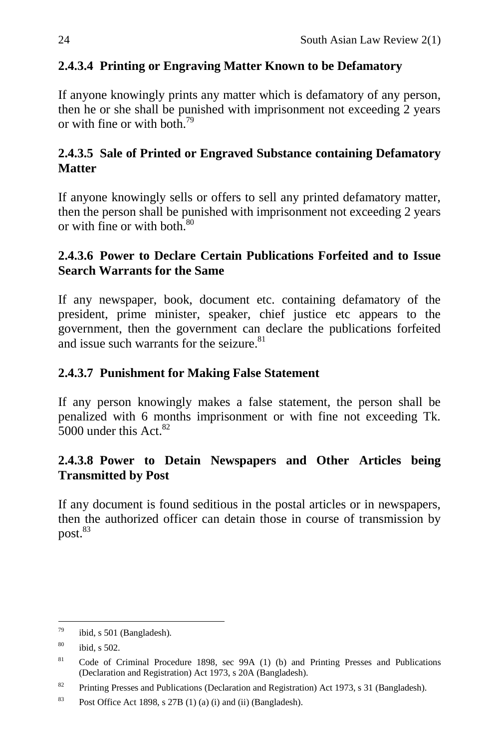#### 2.4.3.4 Printing or Engraving Matter Known to be Defamatory

If anyone knowingly prints any matter which is defamatory of any person, then he or she shall be punished with imprisonment not exceeding 2 years or with fine or with both.[79]

#### 2.4.3.5 Sale of Printed or Engraved Substance containing Defamatory Matter

If anyone knowingly sells or offers to sell any printed defamatory matter, then the person shall be punished with imprisonment not exceeding 2 years or with fine or with both.[80]

#### 2.4.3.6 Power to Declare Certain Publications Forfeited and to Issue Search Warrants for the Same

If any newspaper, book, document etc. containing defamatory of the president, prime minister, speaker, chief justice etc appears to the government, then the government can declare the publications forfeited and issue such warrants for the seizure.[81]

#### 2.4.3.7 Punishment for Making False Statement

If any person knowingly makes a false statement, the person shall be penalized with 6 months imprisonment or with fine not exceeding Tk. 5000 under this Act.[82]

#### 2.4.3.8 Power to Detain Newspapers and Other Articles being Transmitted by Post

If any document is found seditious in the postal articles or in newspapers, then the authorized officer can detain those in course of transmission by post.[83]

---

[79] ibid, s 501 (Bangladesh).

[80] ibid, s 502.

[81] Code of Criminal Procedure 1898, sec 99A (1) (b) and Printing Presses and Publications (Declaration and Registration) Act 1973, s 20A (Bangladesh).

[82] Printing Presses and Publications (Declaration and Registration) Act 1973, s 31 (Bangladesh).

[83] Post Office Act 1898, s 27B (1) (a) (i) and (ii) (Bangladesh).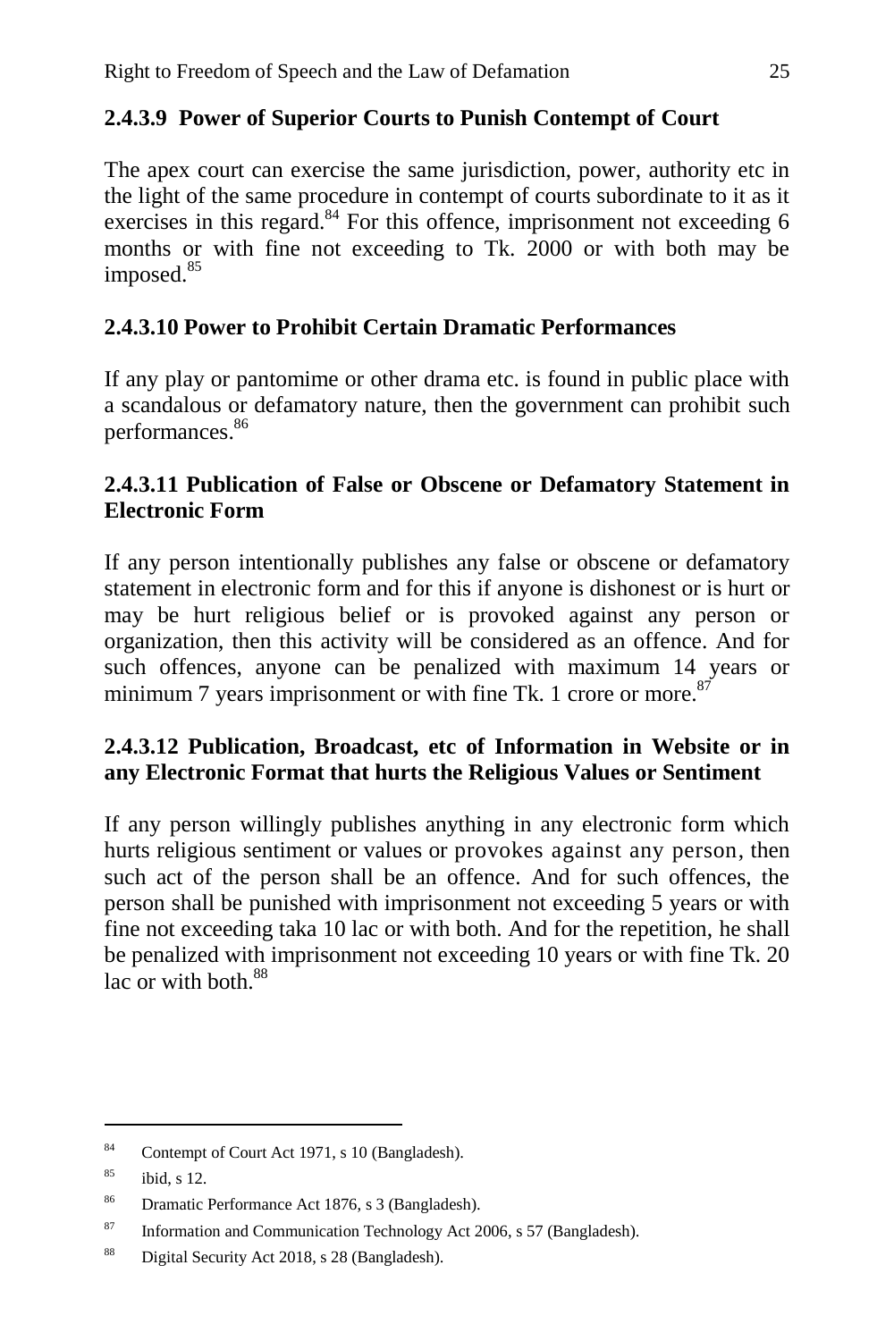#### 2.4.3.9 Power of Superior Courts to Punish Contempt of Court

The apex court can exercise the same jurisdiction, power, authority etc in the light of the same procedure in contempt of courts subordinate to it as it exercises in this regard.[84] For this offence, imprisonment not exceeding 6 months or with fine not exceeding to Tk. 2000 or with both may be imposed.[85]

#### 2.4.3.10 Power to Prohibit Certain Dramatic Performances

If any play or pantomime or other drama etc. is found in public place with a scandalous or defamatory nature, then the government can prohibit such performances.[86]

#### 2.4.3.11 Publication of False or Obscene or Defamatory Statement in Electronic Form

If any person intentionally publishes any false or obscene or defamatory statement in electronic form and for this if anyone is dishonest or is hurt or may be hurt religious belief or is provoked against any person or organization, then this activity will be considered as an offence. And for such offences, anyone can be penalized with maximum 14 years or minimum 7 years imprisonment or with fine Tk. 1 crore or more.[87]

#### 2.4.3.12 Publication, Broadcast, etc of Information in Website or in any Electronic Format that hurts the Religious Values or Sentiment

If any person willingly publishes anything in any electronic form which hurts religious sentiment or values or provokes against any person, then such act of the person shall be an offence. And for such offences, the person shall be punished with imprisonment not exceeding 5 years or with fine not exceeding taka 10 lac or with both. And for the repetition, he shall be penalized with imprisonment not exceeding 10 years or with fine Tk. 20 lac or with both.[88]

---

[84] Contempt of Court Act 1971, s 10 (Bangladesh).

[85] ibid, s 12.

[86] Dramatic Performance Act 1876, s 3 (Bangladesh).

[87] Information and Communication Technology Act 2006, s 57 (Bangladesh).

[88] Digital Security Act 2018, s 28 (Bangladesh).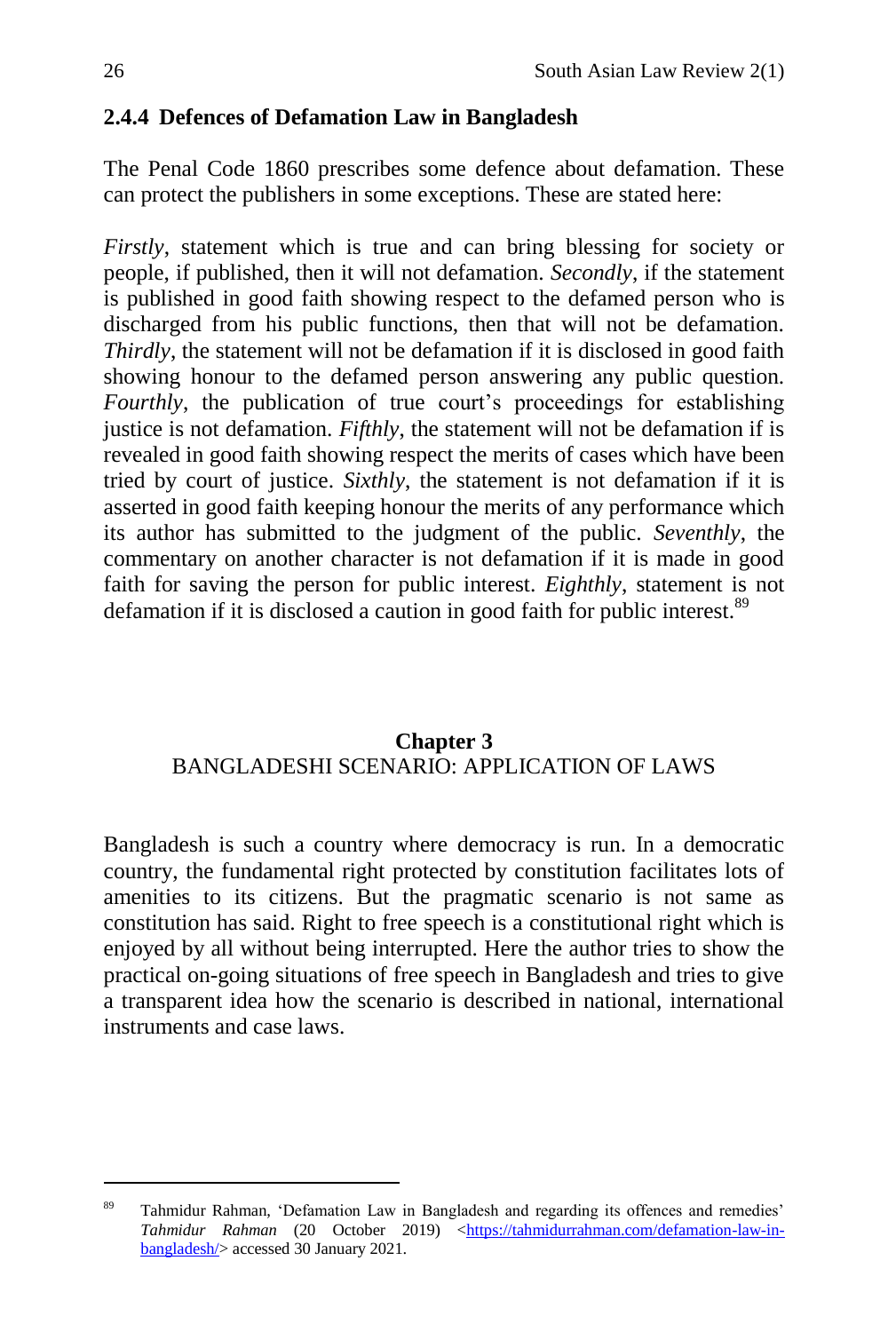### 2.4.4 Defences of Defamation Law in Bangladesh

The Penal Code 1860 prescribes some defence about defamation. These can protect the publishers in some exceptions. These are stated here:

*Firstly*, statement which is true and can bring blessing for society or people, if published, then it will not defamation. *Secondly*, if the statement is published in good faith showing respect to the defamed person who is discharged from his public functions, then that will not be defamation. *Thirdly*, the statement will not be defamation if it is disclosed in good faith showing honour to the defamed person answering any public question. *Fourthly*, the publication of true court's proceedings for establishing justice is not defamation. *Fifthly*, the statement will not be defamation if is revealed in good faith showing respect the merits of cases which have been tried by court of justice. *Sixthly*, the statement is not defamation if it is asserted in good faith keeping honour the merits of any performance which its author has submitted to the judgment of the public. *Seventhly*, the commentary on another character is not defamation if it is made in good faith for saving the person for public interest. *Eighthly*, statement is not defamation if it is disclosed a caution in good faith for public interest.[89]

## Chapter 3
## BANGLADESHI SCENARIO: APPLICATION OF LAWS

Bangladesh is such a country where democracy is run. In a democratic country, the fundamental right protected by constitution facilitates lots of amenities to its citizens. But the pragmatic scenario is not same as constitution has said. Right to free speech is a constitutional right which is enjoyed by all without being interrupted. Here the author tries to show the practical on-going situations of free speech in Bangladesh and tries to give a transparent idea how the scenario is described in national, international instruments and case laws.

---

[89] Tahmidur Rahman, 'Defamation Law in Bangladesh and regarding its offences and remedies' *Tahmidur Rahman* (20 October 2019) <https://tahmidurrahman.com/defamation-law-in-bangladesh/> accessed 30 January 2021.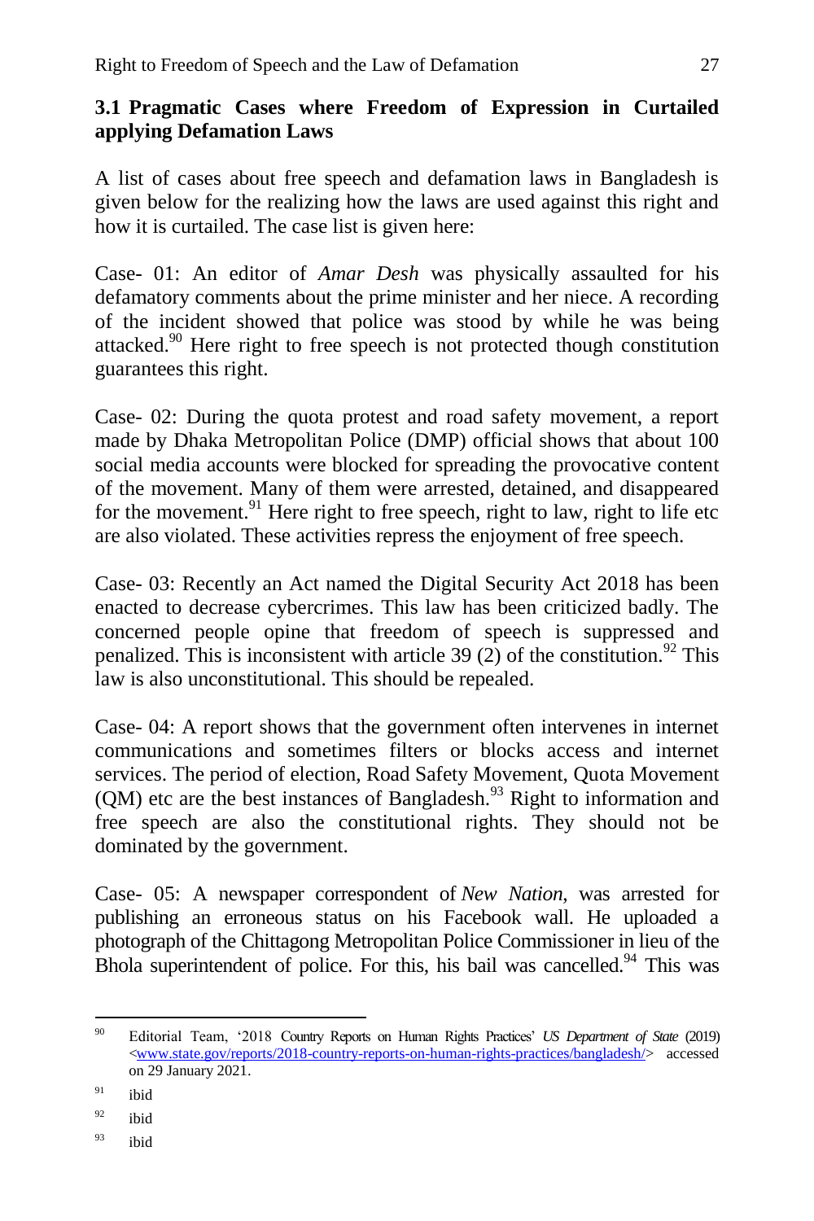### 3.1 Pragmatic Cases where Freedom of Expression in Curtailed applying Defamation Laws

A list of cases about free speech and defamation laws in Bangladesh is given below for the realizing how the laws are used against this right and how it is curtailed. The case list is given here:

Case- 01: An editor of *Amar Desh* was physically assaulted for his defamatory comments about the prime minister and her niece. A recording of the incident showed that police was stood by while he was being attacked.[90] Here right to free speech is not protected though constitution guarantees this right.

Case- 02: During the quota protest and road safety movement, a report made by Dhaka Metropolitan Police (DMP) official shows that about 100 social media accounts were blocked for spreading the provocative content of the movement. Many of them were arrested, detained, and disappeared for the movement.[91] Here right to free speech, right to law, right to life etc are also violated. These activities repress the enjoyment of free speech.

Case- 03: Recently an Act named the Digital Security Act 2018 has been enacted to decrease cybercrimes. This law has been criticized badly. The concerned people opine that freedom of speech is suppressed and penalized. This is inconsistent with article 39 (2) of the constitution.[92] This law is also unconstitutional. This should be repealed.

Case- 04: A report shows that the government often intervenes in internet communications and sometimes filters or blocks access and internet services. The period of election, Road Safety Movement, Quota Movement (QM) etc are the best instances of Bangladesh.[93] Right to information and free speech are also the constitutional rights. They should not be dominated by the government.

Case- 05: A newspaper correspondent of *New Nation*, was arrested for publishing an erroneous status on his Facebook wall. He uploaded a photograph of the Chittagong Metropolitan Police Commissioner in lieu of the Bhola superintendent of police. For this, his bail was cancelled.[94] This was

---

[90] Editorial Team, '2018 Country Reports on Human Rights Practices' *US Department of State* (2019) <www.state.gov/reports/2018-country-reports-on-human-rights-practices/bangladesh/> accessed on 29 January 2021.

[91] ibid

[92] ibid

[93] ibid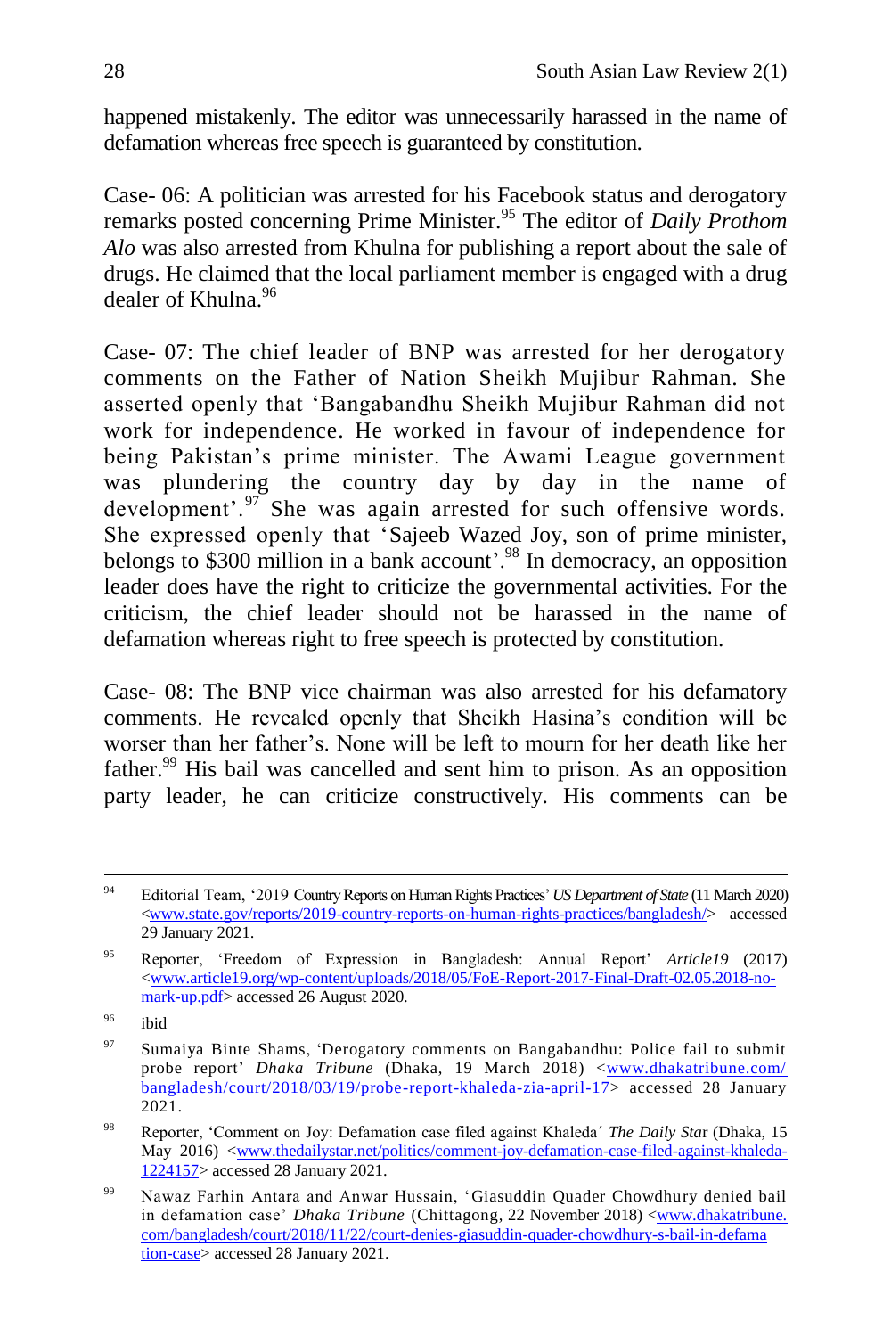happened mistakenly. The editor was unnecessarily harassed in the name of defamation whereas free speech is guaranteed by constitution.

Case- 06: A politician was arrested for his Facebook status and derogatory remarks posted concerning Prime Minister.[95] The editor of *Daily Prothom Alo* was also arrested from Khulna for publishing a report about the sale of drugs. He claimed that the local parliament member is engaged with a drug dealer of Khulna.[96]

Case- 07: The chief leader of BNP was arrested for her derogatory comments on the Father of Nation Sheikh Mujibur Rahman. She asserted openly that 'Bangabandhu Sheikh Mujibur Rahman did not work for independence. He worked in favour of independence for being Pakistan's prime minister. The Awami League government was plundering the country day by day in the name of development'.[97] She was again arrested for such offensive words. She expressed openly that 'Sajeeb Wazed Joy, son of prime minister, belongs to $300 million in a bank account'.[98] In democracy, an opposition leader does have the right to criticize the governmental activities. For the criticism, the chief leader should not be harassed in the name of defamation whereas right to free speech is protected by constitution.

Case- 08: The BNP vice chairman was also arrested for his defamatory comments. He revealed openly that Sheikh Hasina's condition will be worser than her father's. None will be left to mourn for her death like her father.[99] His bail was cancelled and sent him to prison. As an opposition party leader, he can criticize constructively. His comments can be

---

[94] Editorial Team, '2019 Country Reports on Human Rights Practices' *US Department of State* (11 March 2020) <www.state.gov/reports/2019-country-reports-on-human-rights-practices/bangladesh/> accessed 29 January 2021.

[95] Reporter, 'Freedom of Expression in Bangladesh: Annual Report' *Article19* (2017) <www.article19.org/wp-content/uploads/2018/05/FoE-Report-2017-Final-Draft-02.05.2018-no-mark-up.pdf> accessed 26 August 2020.

[96] ibid

[97] Sumaiya Binte Shams, 'Derogatory comments on Bangabandhu: Police fail to submit probe report' *Dhaka Tribune* (Dhaka, 19 March 2018) <www.dhakatribune.com/bangladesh/court/2018/03/19/probe-report-khaleda-zia-april-17> accessed 28 January 2021.

[98] Reporter, 'Comment on Joy: Defamation case filed against Khaleda´ *The Daily Star* (Dhaka, 15 May 2016) <www.thedailystar.net/politics/comment-joy-defamation-case-filed-against-khaleda-1224157> accessed 28 January 2021.

[99] Nawaz Farhin Antara and Anwar Hussain, 'Giasuddin Quader Chowdhury denied bail in defamation case' *Dhaka Tribune* (Chittagong, 22 November 2018) <www.dhakatribune.com/bangladesh/court/2018/11/22/court-denies-giasuddin-quader-chowdhury-s-bail-in-defamation-case> accessed 28 January 2021.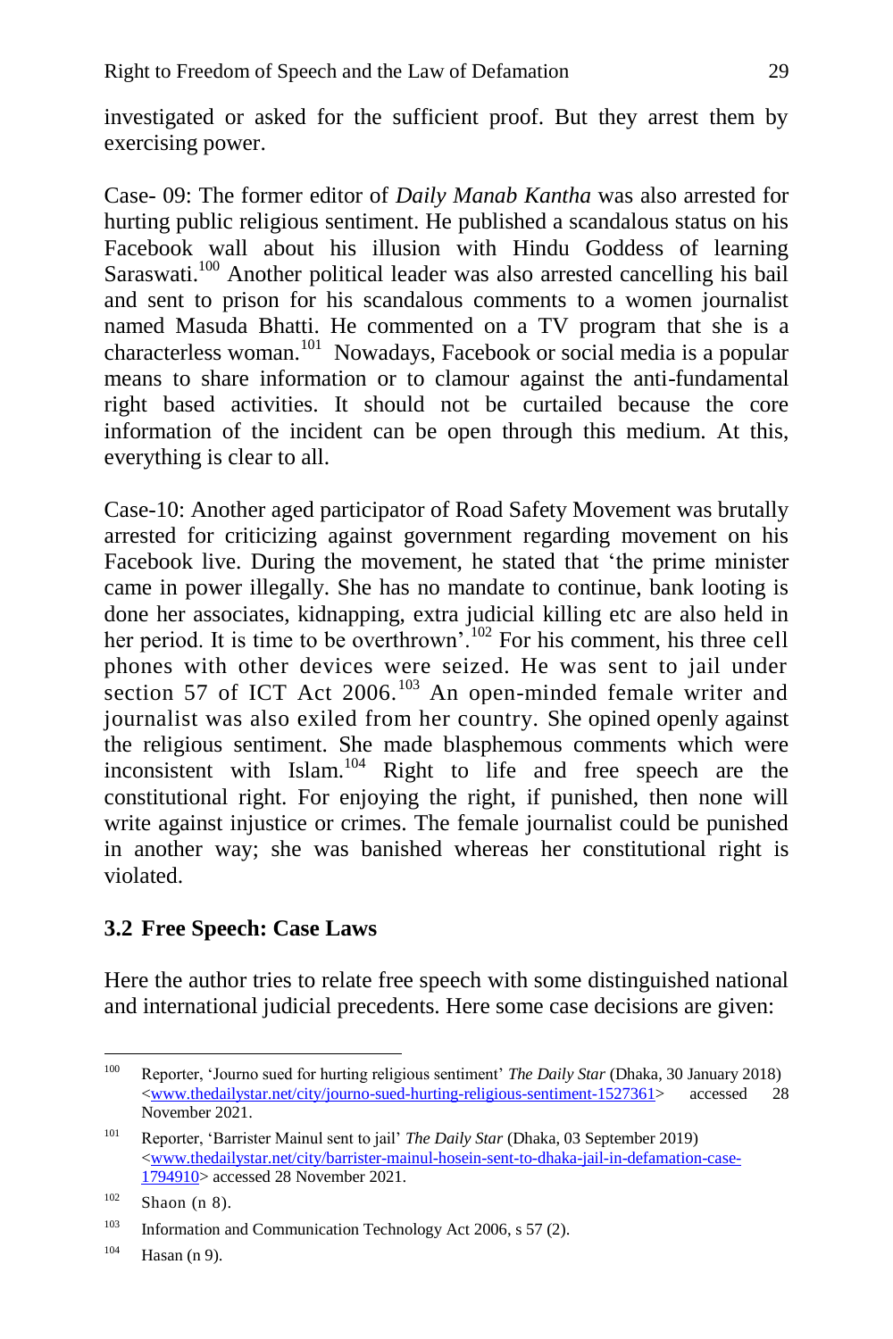investigated or asked for the sufficient proof. But they arrest them by exercising power.

Case- 09: The former editor of *Daily Manab Kantha* was also arrested for hurting public religious sentiment. He published a scandalous status on his Facebook wall about his illusion with Hindu Goddess of learning Saraswati.[100] Another political leader was also arrested cancelling his bail and sent to prison for his scandalous comments to a women journalist named Masuda Bhatti. He commented on a TV program that she is a characterless woman.[101] Nowadays, Facebook or social media is a popular means to share information or to clamour against the anti-fundamental right based activities. It should not be curtailed because the core information of the incident can be open through this medium. At this, everything is clear to all.

Case-10: Another aged participator of Road Safety Movement was brutally arrested for criticizing against government regarding movement on his Facebook live. During the movement, he stated that 'the prime minister came in power illegally. She has no mandate to continue, bank looting is done her associates, kidnapping, extra judicial killing etc are also held in her period. It is time to be overthrown'.[102] For his comment, his three cell phones with other devices were seized. He was sent to jail under section 57 of ICT Act 2006.[103] An open-minded female writer and journalist was also exiled from her country. She opined openly against the religious sentiment. She made blasphemous comments which were inconsistent with Islam.[104] Right to life and free speech are the constitutional right. For enjoying the right, if punished, then none will write against injustice or crimes. The female journalist could be punished in another way; she was banished whereas her constitutional right is violated.

## 3.2 Free Speech: Case Laws

Here the author tries to relate free speech with some distinguished national and international judicial precedents. Here some case decisions are given:

---

[100] Reporter, 'Journo sued for hurting religious sentiment' *The Daily Star* (Dhaka, 30 January 2018) <www.thedailystar.net/city/journo-sued-hurting-religious-sentiment-1527361> accessed 28 November 2021.

[101] Reporter, 'Barrister Mainul sent to jail' *The Daily Star* (Dhaka, 03 September 2019) <www.thedailystar.net/city/barrister-mainul-hosein-sent-to-dhaka-jail-in-defamation-case-1794910> accessed 28 November 2021.

[102] Shaon (n 8).

[103] Information and Communication Technology Act 2006, s 57 (2).

[104] Hasan (n 9).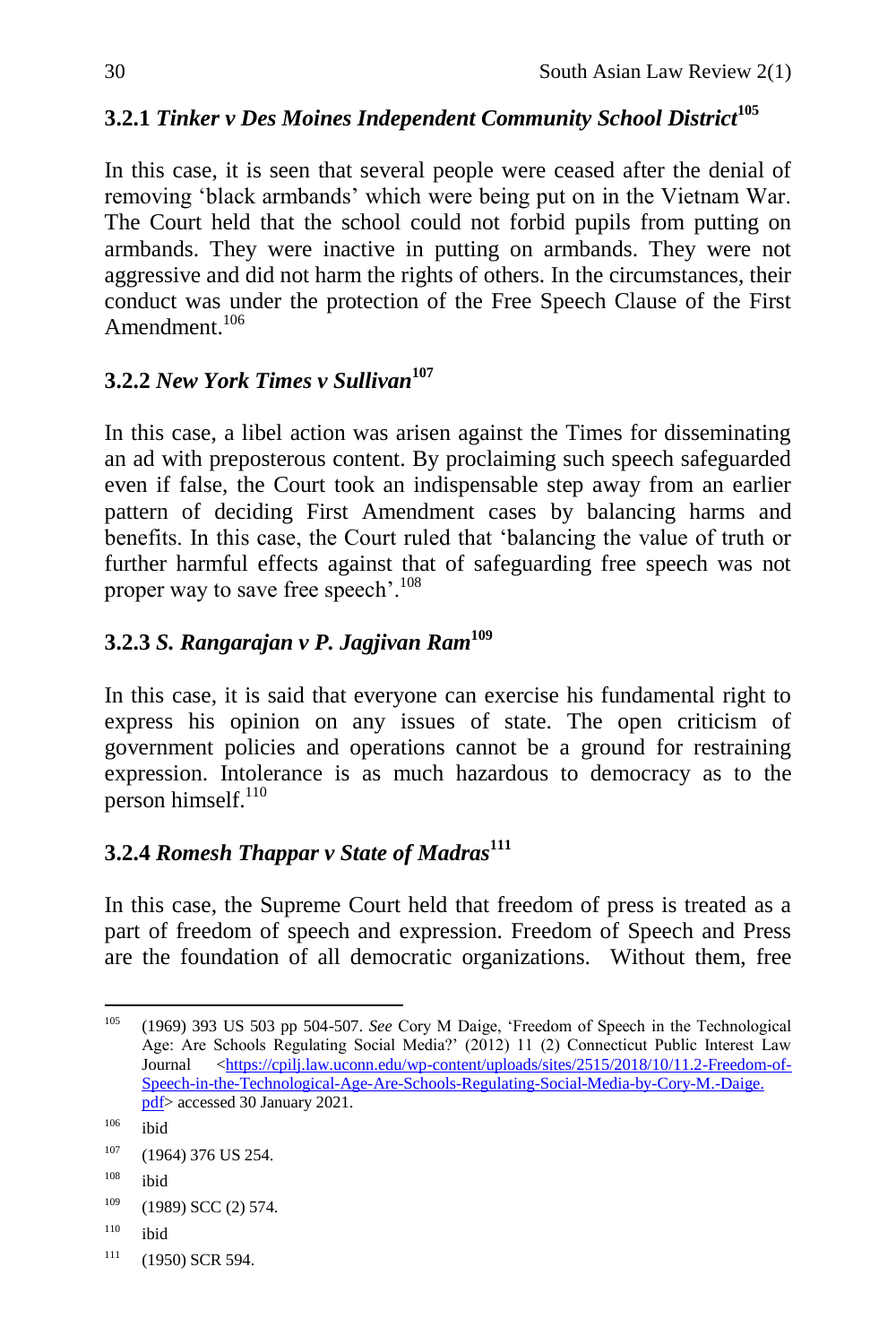### 3.2.1 *Tinker v Des Moines Independent Community School District*[105]

In this case, it is seen that several people were ceased after the denial of removing 'black armbands' which were being put on in the Vietnam War. The Court held that the school could not forbid pupils from putting on armbands. They were inactive in putting on armbands. They were not aggressive and did not harm the rights of others. In the circumstances, their conduct was under the protection of the Free Speech Clause of the First Amendment.[106]

### 3.2.2 *New York Times v Sullivan*[107]

In this case, a libel action was arisen against the Times for disseminating an ad with preposterous content. By proclaiming such speech safeguarded even if false, the Court took an indispensable step away from an earlier pattern of deciding First Amendment cases by balancing harms and benefits. In this case, the Court ruled that 'balancing the value of truth or further harmful effects against that of safeguarding free speech was not proper way to save free speech'.[108]

### 3.2.3 *S. Rangarajan v P. Jagjivan Ram*[109]

In this case, it is said that everyone can exercise his fundamental right to express his opinion on any issues of state. The open criticism of government policies and operations cannot be a ground for restraining expression. Intolerance is as much hazardous to democracy as to the person himself.[110]

### 3.2.4 *Romesh Thappar v State of Madras*[111]

In this case, the Supreme Court held that freedom of press is treated as a part of freedom of speech and expression. Freedom of Speech and Press are the foundation of all democratic organizations. Without them, free

---

[105] (1969) 393 US 503 pp 504-507. *See* Cory M Daige, 'Freedom of Speech in the Technological Age: Are Schools Regulating Social Media?' (2012) 11 (2) Connecticut Public Interest Law Journal <https://cpilj.law.uconn.edu/wp-content/uploads/sites/2515/2018/10/11.2-Freedom-of-Speech-in-the-Technological-Age-Are-Schools-Regulating-Social-Media-by-Cory-M.-Daige.pdf> accessed 30 January 2021.

[106] ibid

[107] (1964) 376 US 254.

[108] ibid

[109] (1989) SCC (2) 574.

[110] ibid

[111] (1950) SCR 594.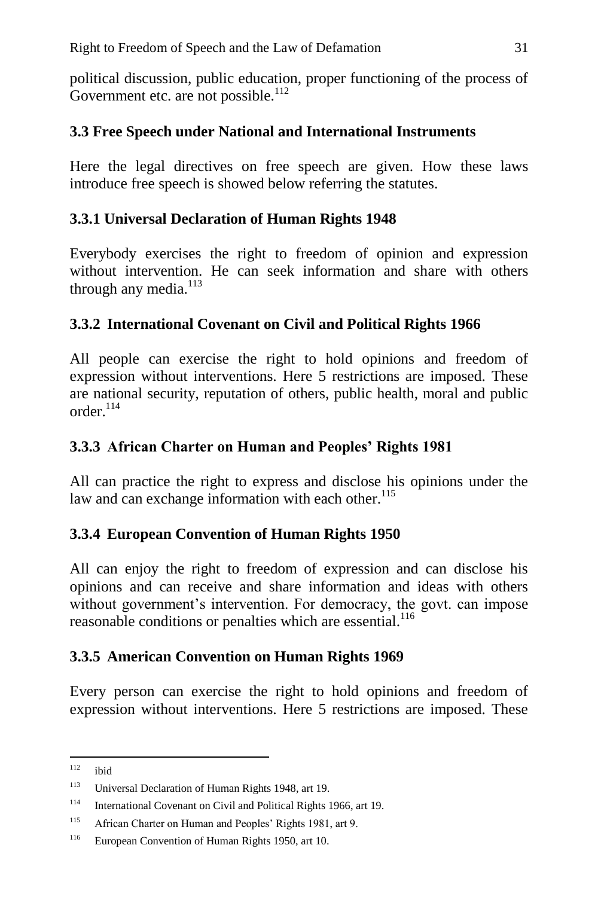political discussion, public education, proper functioning of the process of Government etc. are not possible.[112]

### 3.3 Free Speech under National and International Instruments

Here the legal directives on free speech are given. How these laws introduce free speech is showed below referring the statutes.

#### 3.3.1 Universal Declaration of Human Rights 1948

Everybody exercises the right to freedom of opinion and expression without intervention. He can seek information and share with others through any media.[113]

#### 3.3.2 International Covenant on Civil and Political Rights 1966

All people can exercise the right to hold opinions and freedom of expression without interventions. Here 5 restrictions are imposed. These are national security, reputation of others, public health, moral and public order.[114]

#### 3.3.3 African Charter on Human and Peoples' Rights 1981

All can practice the right to express and disclose his opinions under the law and can exchange information with each other.[115]

#### 3.3.4 European Convention of Human Rights 1950

All can enjoy the right to freedom of expression and can disclose his opinions and can receive and share information and ideas with others without government's intervention. For democracy, the govt. can impose reasonable conditions or penalties which are essential.[116]

#### 3.3.5 American Convention on Human Rights 1969

Every person can exercise the right to hold opinions and freedom of expression without interventions. Here 5 restrictions are imposed. These

---

[112] ibid

[113] Universal Declaration of Human Rights 1948, art 19.

[114] International Covenant on Civil and Political Rights 1966, art 19.

[115] African Charter on Human and Peoples' Rights 1981, art 9.

[116] European Convention of Human Rights 1950, art 10.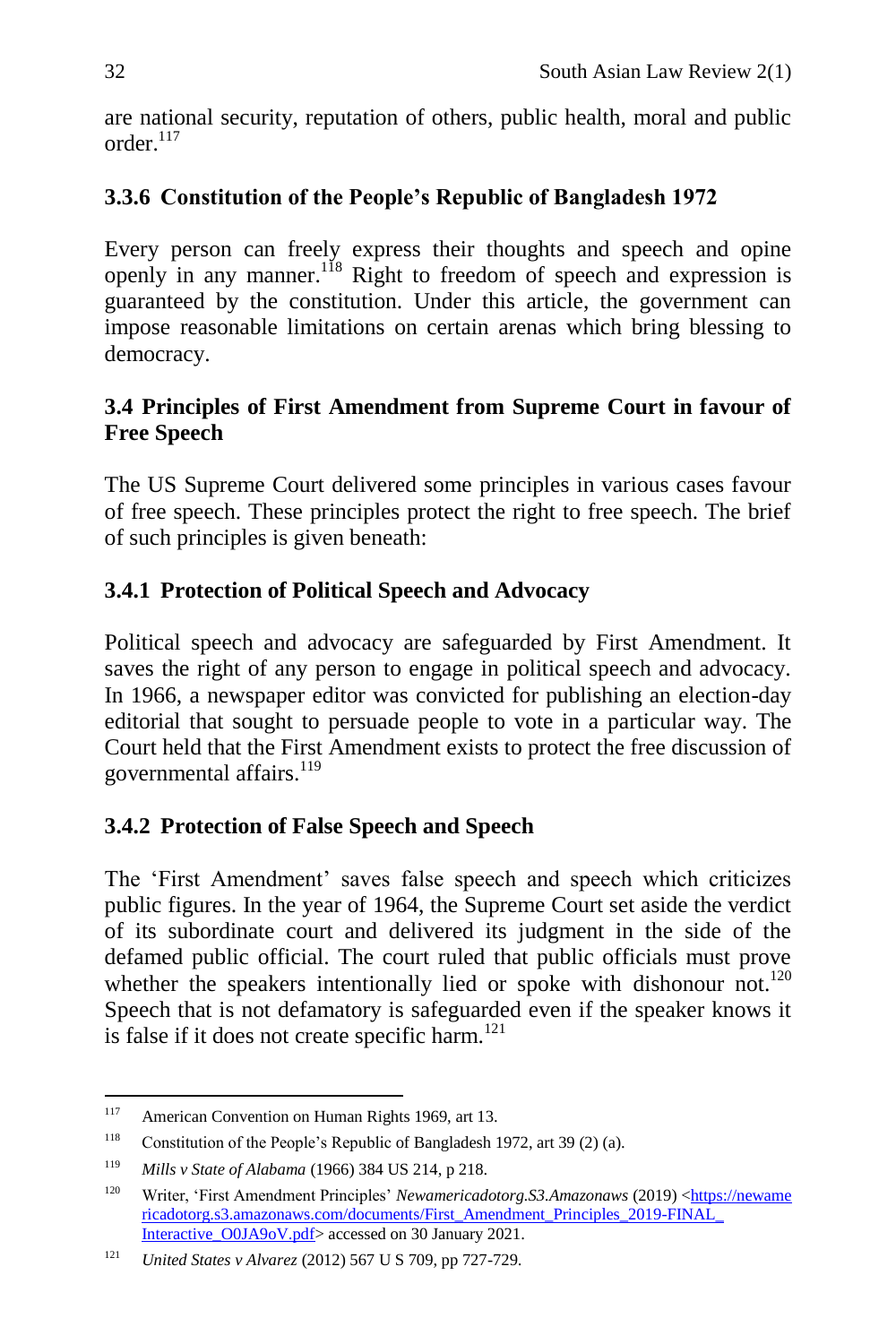are national security, reputation of others, public health, moral and public order.[117]

### 3.3.6 Constitution of the People's Republic of Bangladesh 1972

Every person can freely express their thoughts and speech and opine openly in any manner.[118] Right to freedom of speech and expression is guaranteed by the constitution. Under this article, the government can impose reasonable limitations on certain arenas which bring blessing to democracy.

## 3.4 Principles of First Amendment from Supreme Court in favour of Free Speech

The US Supreme Court delivered some principles in various cases favour of free speech. These principles protect the right to free speech. The brief of such principles is given beneath:

### 3.4.1 Protection of Political Speech and Advocacy

Political speech and advocacy are safeguarded by First Amendment. It saves the right of any person to engage in political speech and advocacy. In 1966, a newspaper editor was convicted for publishing an election-day editorial that sought to persuade people to vote in a particular way. The Court held that the First Amendment exists to protect the free discussion of governmental affairs.[119]

### 3.4.2 Protection of False Speech and Speech

The 'First Amendment' saves false speech and speech which criticizes public figures. In the year of 1964, the Supreme Court set aside the verdict of its subordinate court and delivered its judgment in the side of the defamed public official. The court ruled that public officials must prove whether the speakers intentionally lied or spoke with dishonour not.[120] Speech that is not defamatory is safeguarded even if the speaker knows it is false if it does not create specific harm.[121]

---

[117] American Convention on Human Rights 1969, art 13.

[118] Constitution of the People's Republic of Bangladesh 1972, art 39 (2) (a).

[119] *Mills v State of Alabama* (1966) 384 US 214, p 218.

[120] Writer, 'First Amendment Principles' *Newamericadotorg.S3.Amazonaws* (2019) <https://newamericadotorg.s3.amazonaws.com/documents/First_Amendment_Principles_2019-FINAL_Interactive_O0JA9oV.pdf> accessed on 30 January 2021.

[121] *United States v Alvarez* (2012) 567 U S 709, pp 727-729.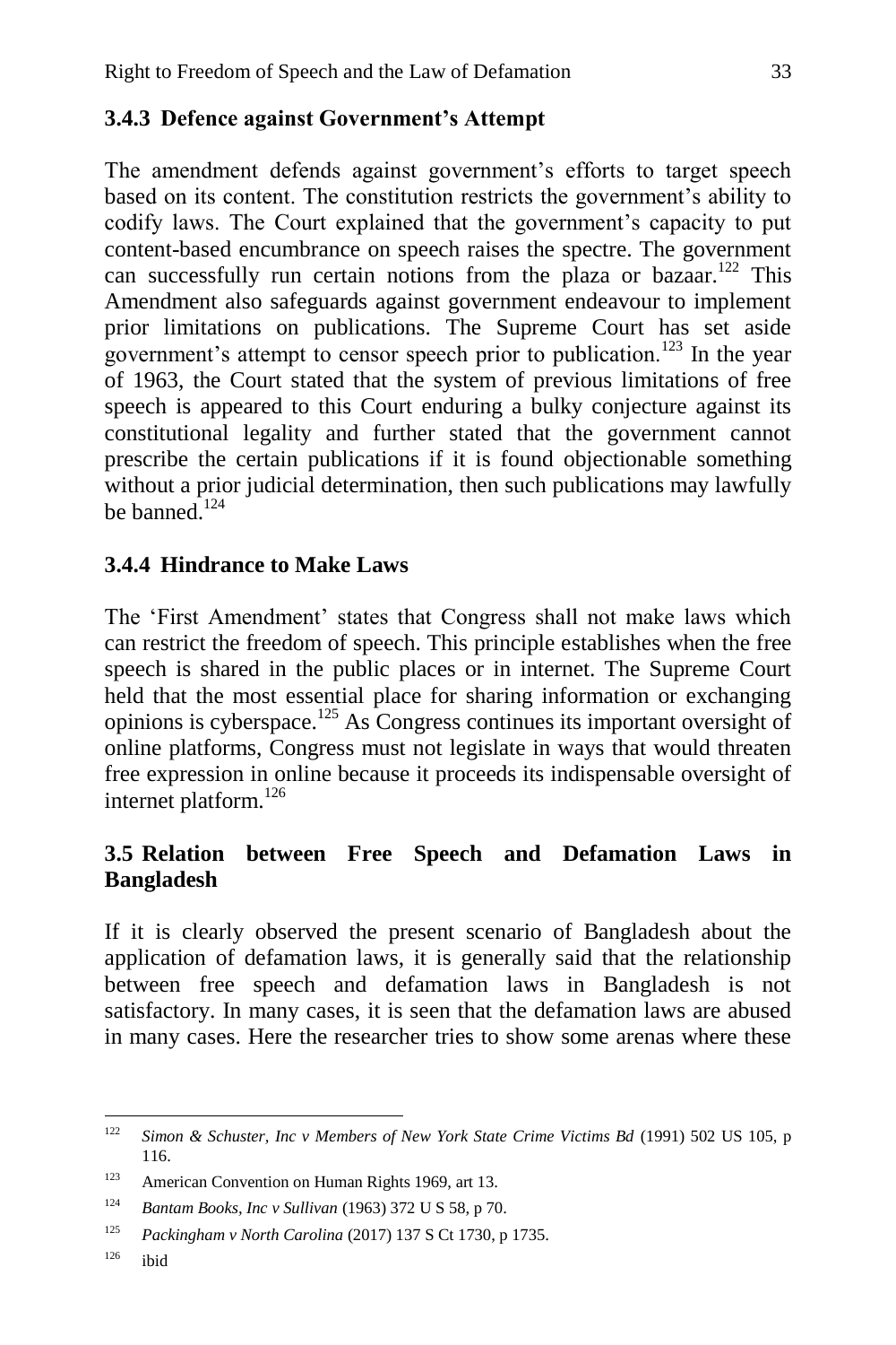### 3.4.3 Defence against Government's Attempt

The amendment defends against government's efforts to target speech based on its content. The constitution restricts the government's ability to codify laws. The Court explained that the government's capacity to put content-based encumbrance on speech raises the spectre. The government can successfully run certain notions from the plaza or bazaar.[122] This Amendment also safeguards against government endeavour to implement prior limitations on publications. The Supreme Court has set aside government's attempt to censor speech prior to publication.[123] In the year of 1963, the Court stated that the system of previous limitations of free speech is appeared to this Court enduring a bulky conjecture against its constitutional legality and further stated that the government cannot prescribe the certain publications if it is found objectionable something without a prior judicial determination, then such publications may lawfully be banned.[124]

### 3.4.4 Hindrance to Make Laws

The 'First Amendment' states that Congress shall not make laws which can restrict the freedom of speech. This principle establishes when the free speech is shared in the public places or in internet. The Supreme Court held that the most essential place for sharing information or exchanging opinions is cyberspace.[125] As Congress continues its important oversight of online platforms, Congress must not legislate in ways that would threaten free expression in online because it proceeds its indispensable oversight of internet platform.[126]

## 3.5 Relation between Free Speech and Defamation Laws in Bangladesh

If it is clearly observed the present scenario of Bangladesh about the application of defamation laws, it is generally said that the relationship between free speech and defamation laws in Bangladesh is not satisfactory. In many cases, it is seen that the defamation laws are abused in many cases. Here the researcher tries to show some arenas where these

---

[122] *Simon & Schuster, Inc v Members of New York State Crime Victims Bd* (1991) 502 US 105, p 116.

[123] American Convention on Human Rights 1969, art 13.

[124] *Bantam Books, Inc v Sullivan* (1963) 372 U S 58, p 70.

[125] *Packingham v North Carolina* (2017) 137 S Ct 1730, p 1735.

[126] ibid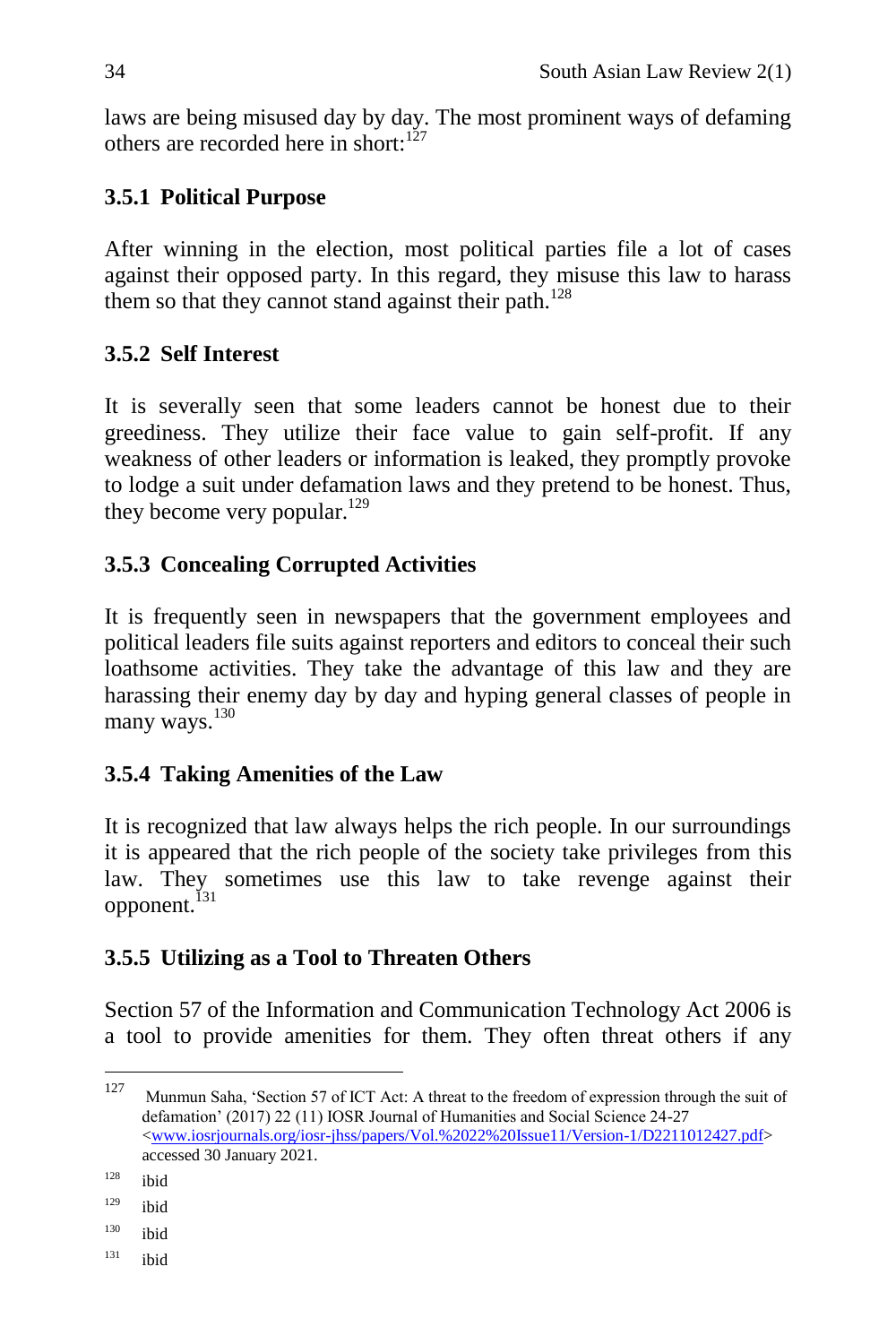laws are being misused day by day. The most prominent ways of defaming others are recorded here in short:[127]

### 3.5.1 Political Purpose

After winning in the election, most political parties file a lot of cases against their opposed party. In this regard, they misuse this law to harass them so that they cannot stand against their path.[128]

### 3.5.2 Self Interest

It is severally seen that some leaders cannot be honest due to their greediness. They utilize their face value to gain self-profit. If any weakness of other leaders or information is leaked, they promptly provoke to lodge a suit under defamation laws and they pretend to be honest. Thus, they become very popular.[129]

### 3.5.3 Concealing Corrupted Activities

It is frequently seen in newspapers that the government employees and political leaders file suits against reporters and editors to conceal their such loathsome activities. They take the advantage of this law and they are harassing their enemy day by day and hyping general classes of people in many ways.[130]

### 3.5.4 Taking Amenities of the Law

It is recognized that law always helps the rich people. In our surroundings it is appeared that the rich people of the society take privileges from this law. They sometimes use this law to take revenge against their opponent.[131]

### 3.5.5 Utilizing as a Tool to Threaten Others

Section 57 of the Information and Communication Technology Act 2006 is a tool to provide amenities for them. They often threat others if any

---

[127] Munmun Saha, 'Section 57 of ICT Act: A threat to the freedom of expression through the suit of defamation' (2017) 22 (11) IOSR Journal of Humanities and Social Science 24-27 <www.iosrjournals.org/iosr-jhss/papers/Vol.%2022%20Issue11/Version-1/D2211012427.pdf> accessed 30 January 2021.

[128] ibid

[129] ibid

[130] ibid

[131] ibid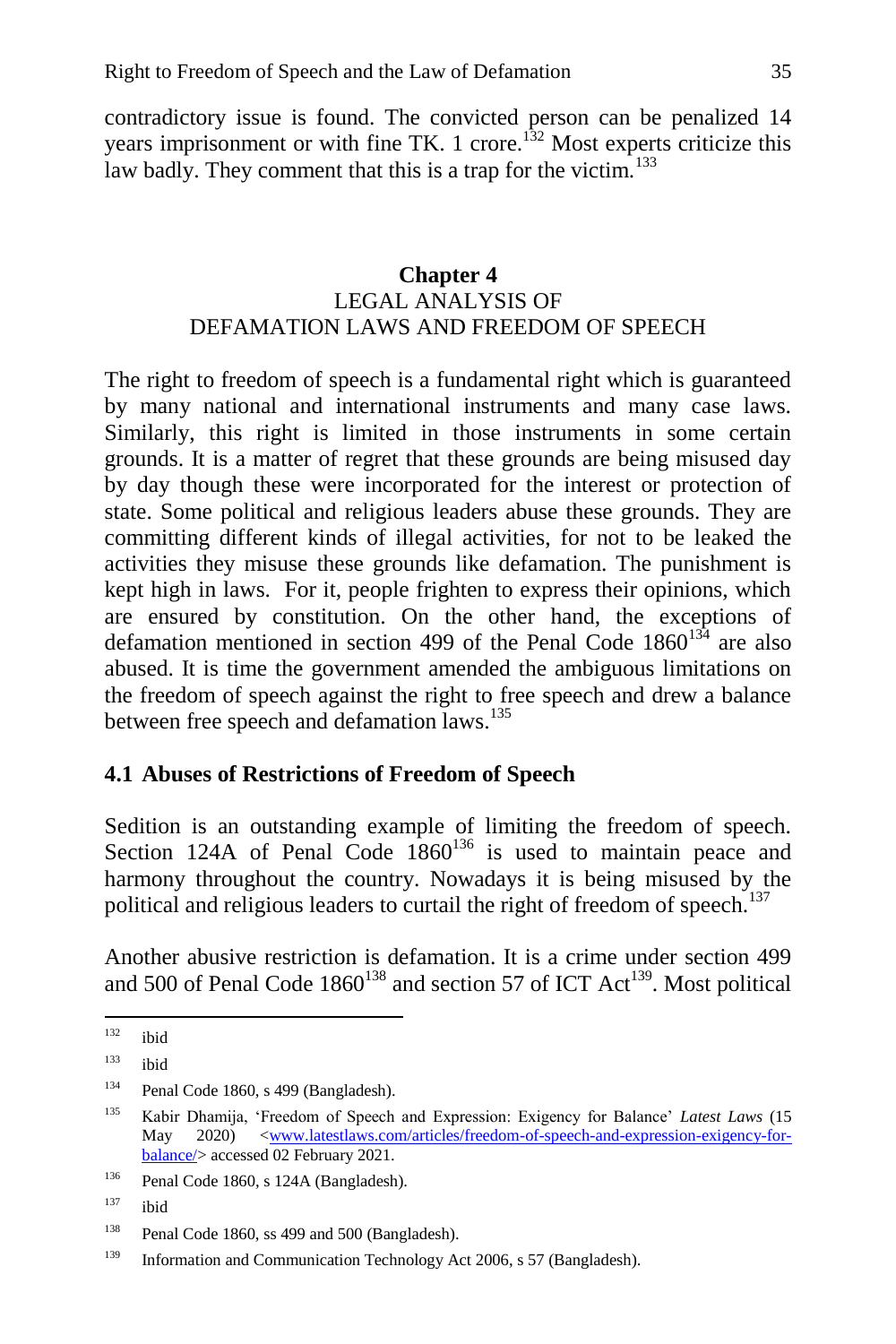contradictory issue is found. The convicted person can be penalized 14 years imprisonment or with fine TK. 1 crore.[132] Most experts criticize this law badly. They comment that this is a trap for the victim.[133]

## Chapter 4
## LEGAL ANALYSIS OF DEFAMATION LAWS AND FREEDOM OF SPEECH

The right to freedom of speech is a fundamental right which is guaranteed by many national and international instruments and many case laws. Similarly, this right is limited in those instruments in some certain grounds. It is a matter of regret that these grounds are being misused day by day though these were incorporated for the interest or protection of state. Some political and religious leaders abuse these grounds. They are committing different kinds of illegal activities, for not to be leaked the activities they misuse these grounds like defamation. The punishment is kept high in laws. For it, people frighten to express their opinions, which are ensured by constitution. On the other hand, the exceptions of defamation mentioned in section 499 of the Penal Code 1860[134] are also abused. It is time the government amended the ambiguous limitations on the freedom of speech against the right to free speech and drew a balance between free speech and defamation laws.[135]

### 4.1 Abuses of Restrictions of Freedom of Speech

Sedition is an outstanding example of limiting the freedom of speech. Section 124A of Penal Code 1860[136] is used to maintain peace and harmony throughout the country. Nowadays it is being misused by the political and religious leaders to curtail the right of freedom of speech.[137]

Another abusive restriction is defamation. It is a crime under section 499 and 500 of Penal Code 1860[138] and section 57 of ICT Act[139]. Most political

---

[132] ibid

[133] ibid

[134] Penal Code 1860, s 499 (Bangladesh).

[135] Kabir Dhamija, 'Freedom of Speech and Expression: Exigency for Balance' *Latest Laws* (15 May 2020) <www.latestlaws.com/articles/freedom-of-speech-and-expression-exigency-for-balance/> accessed 02 February 2021.

[136] Penal Code 1860, s 124A (Bangladesh).

[137] ibid

[138] Penal Code 1860, ss 499 and 500 (Bangladesh).

[139] Information and Communication Technology Act 2006, s 57 (Bangladesh).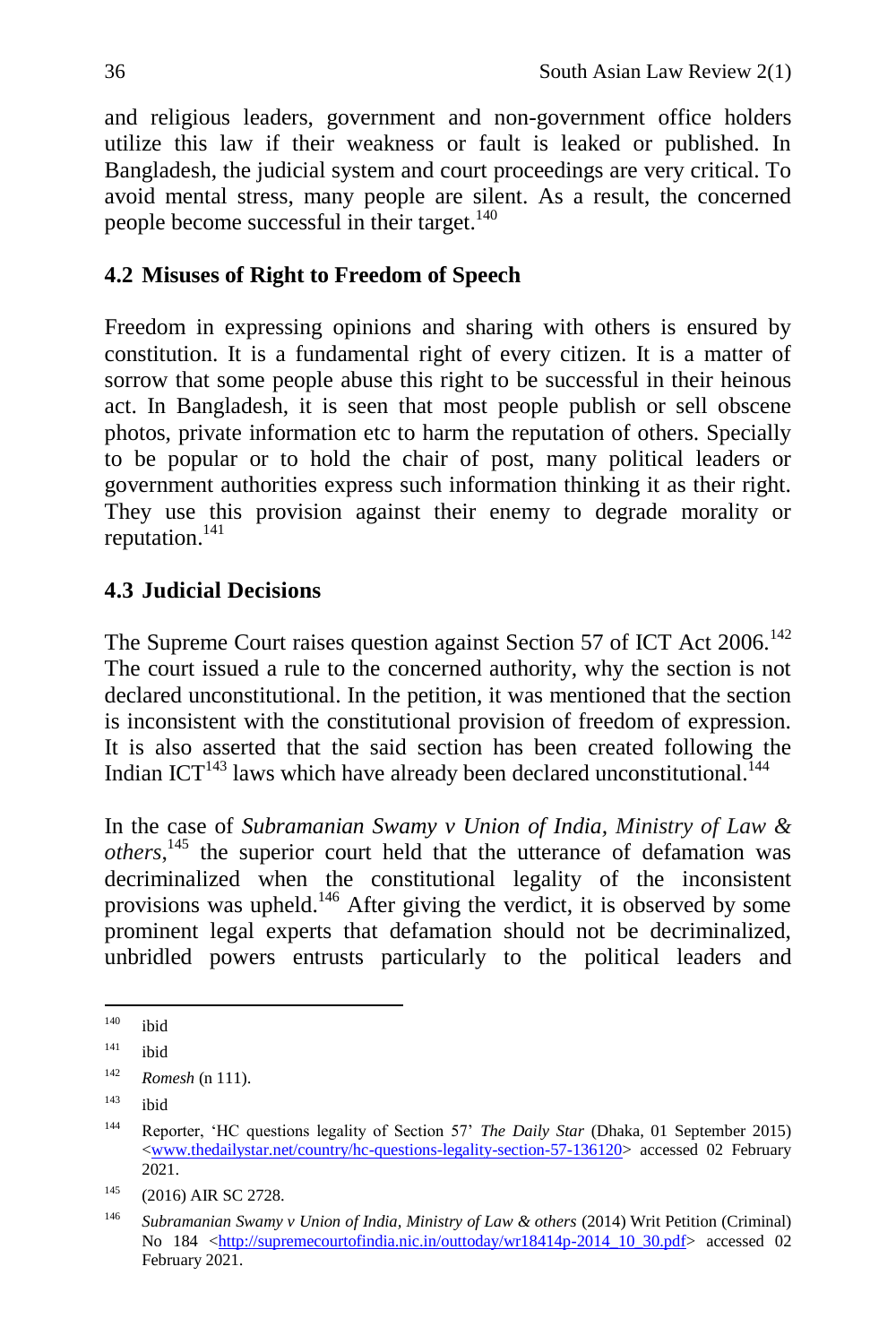and religious leaders, government and non-government office holders utilize this law if their weakness or fault is leaked or published. In Bangladesh, the judicial system and court proceedings are very critical. To avoid mental stress, many people are silent. As a result, the concerned people become successful in their target.[140]

## 4.2 Misuses of Right to Freedom of Speech

Freedom in expressing opinions and sharing with others is ensured by constitution. It is a fundamental right of every citizen. It is a matter of sorrow that some people abuse this right to be successful in their heinous act. In Bangladesh, it is seen that most people publish or sell obscene photos, private information etc to harm the reputation of others. Specially to be popular or to hold the chair of post, many political leaders or government authorities express such information thinking it as their right. They use this provision against their enemy to degrade morality or reputation.[141]

## 4.3 Judicial Decisions

The Supreme Court raises question against Section 57 of ICT Act 2006.[142] The court issued a rule to the concerned authority, why the section is not declared unconstitutional. In the petition, it was mentioned that the section is inconsistent with the constitutional provision of freedom of expression. It is also asserted that the said section has been created following the Indian ICT[143] laws which have already been declared unconstitutional.[144]

In the case of *Subramanian Swamy v Union of India, Ministry of Law & others*,[145] the superior court held that the utterance of defamation was decriminalized when the constitutional legality of the inconsistent provisions was upheld.[146] After giving the verdict, it is observed by some prominent legal experts that defamation should not be decriminalized, unbridled powers entrusts particularly to the political leaders and

---

[140] ibid

[141] ibid

[142] *Romesh* (n 111).

[143] ibid

[144] Reporter, 'HC questions legality of Section 57' *The Daily Star* (Dhaka, 01 September 2015) <www.thedailystar.net/country/hc-questions-legality-section-57-136120> accessed 02 February 2021.

[145] (2016) AIR SC 2728.

[146] *Subramanian Swamy v Union of India, Ministry of Law & others* (2014) Writ Petition (Criminal) No 184 <http://supremecourtofindia.nic.in/outtoday/wr18414p-2014_10_30.pdf> accessed 02 February 2021.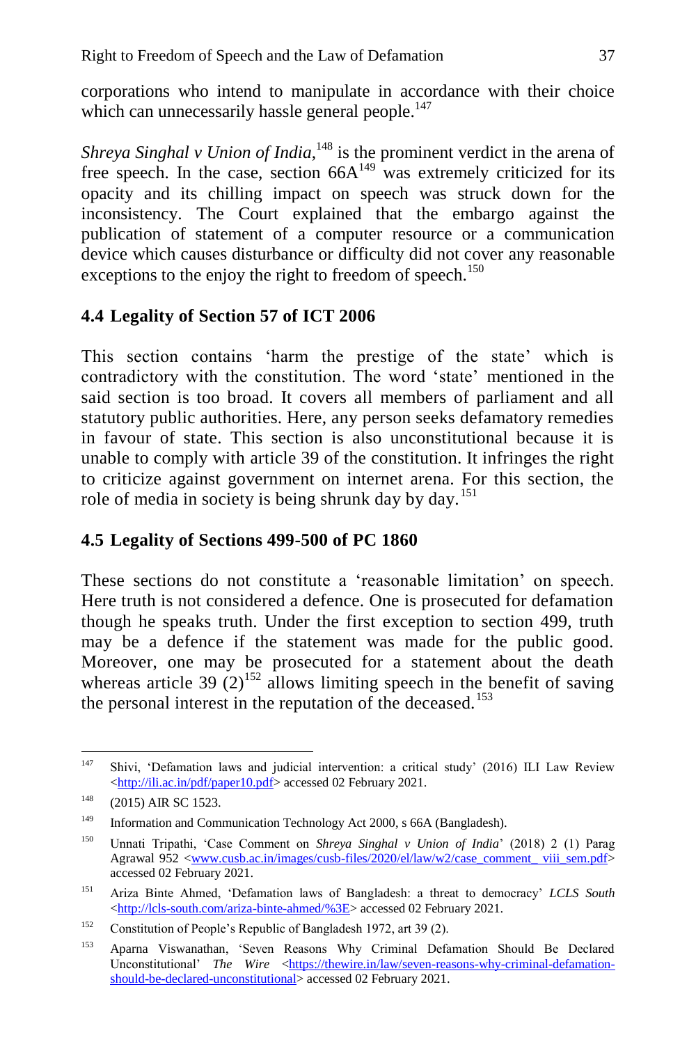corporations who intend to manipulate in accordance with their choice which can unnecessarily hassle general people.[147]

*Shreya Singhal v Union of India*,[148] is the prominent verdict in the arena of free speech. In the case, section 66A[149] was extremely criticized for its opacity and its chilling impact on speech was struck down for the inconsistency. The Court explained that the embargo against the publication of statement of a computer resource or a communication device which causes disturbance or difficulty did not cover any reasonable exceptions to the enjoy the right to freedom of speech.[150]

### 4.4 Legality of Section 57 of ICT 2006

This section contains 'harm the prestige of the state' which is contradictory with the constitution. The word 'state' mentioned in the said section is too broad. It covers all members of parliament and all statutory public authorities. Here, any person seeks defamatory remedies in favour of state. This section is also unconstitutional because it is unable to comply with article 39 of the constitution. It infringes the right to criticize against government on internet arena. For this section, the role of media in society is being shrunk day by day.[151]

### 4.5 Legality of Sections 499-500 of PC 1860

These sections do not constitute a 'reasonable limitation' on speech. Here truth is not considered a defence. One is prosecuted for defamation though he speaks truth. Under the first exception to section 499, truth may be a defence if the statement was made for the public good. Moreover, one may be prosecuted for a statement about the death whereas article 39 (2)[152] allows limiting speech in the benefit of saving the personal interest in the reputation of the deceased.[153]

---

[147] Shivi, 'Defamation laws and judicial intervention: a critical study' (2016) ILI Law Review <http://ili.ac.in/pdf/paper10.pdf> accessed 02 February 2021.

[148] (2015) AIR SC 1523.

[149] Information and Communication Technology Act 2000, s 66A (Bangladesh).

[150] Unnati Tripathi, 'Case Comment on *Shreya Singhal v Union of India*' (2018) 2 (1) Parag Agrawal 952 <www.cusb.ac.in/images/cusb-files/2020/el/law/w2/case_comment_ viii_sem.pdf> accessed 02 February 2021.

[151] Ariza Binte Ahmed, 'Defamation laws of Bangladesh: a threat to democracy' *LCLS South* <http://lcls-south.com/ariza-binte-ahmed/%3E> accessed 02 February 2021.

[152] Constitution of People's Republic of Bangladesh 1972, art 39 (2).

[153] Aparna Viswanathan, 'Seven Reasons Why Criminal Defamation Should Be Declared Unconstitutional' *The Wire* <https://thewire.in/law/seven-reasons-why-criminal-defamation-should-be-declared-unconstitutional> accessed 02 February 2021.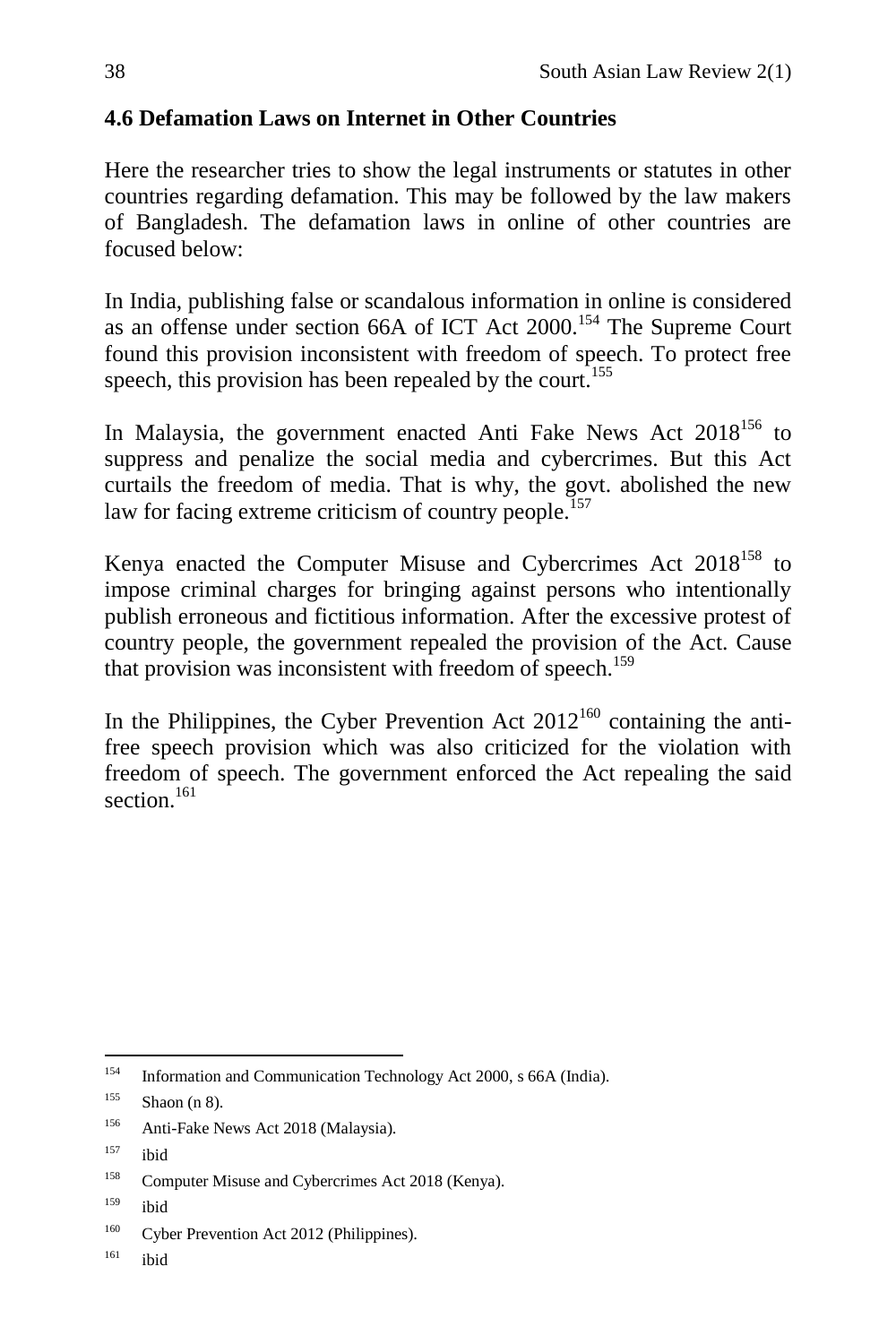### 4.6 Defamation Laws on Internet in Other Countries

Here the researcher tries to show the legal instruments or statutes in other countries regarding defamation. This may be followed by the law makers of Bangladesh. The defamation laws in online of other countries are focused below:

In India, publishing false or scandalous information in online is considered as an offense under section 66A of ICT Act 2000.[154] The Supreme Court found this provision inconsistent with freedom of speech. To protect free speech, this provision has been repealed by the court.[155]

In Malaysia, the government enacted Anti Fake News Act 2018[156] to suppress and penalize the social media and cybercrimes. But this Act curtails the freedom of media. That is why, the govt. abolished the new law for facing extreme criticism of country people.[157]

Kenya enacted the Computer Misuse and Cybercrimes Act 2018[158] to impose criminal charges for bringing against persons who intentionally publish erroneous and fictitious information. After the excessive protest of country people, the government repealed the provision of the Act. Cause that provision was inconsistent with freedom of speech.[159]

In the Philippines, the Cyber Prevention Act 2012[160] containing the anti-free speech provision which was also criticized for the violation with freedom of speech. The government enforced the Act repealing the said section.[161]

---

[154] Information and Communication Technology Act 2000, s 66A (India).

[155] Shaon (n 8).

[156] Anti-Fake News Act 2018 (Malaysia).

[157] ibid

[158] Computer Misuse and Cybercrimes Act 2018 (Kenya).

[159] ibid

[160] Cyber Prevention Act 2012 (Philippines).

[161] ibid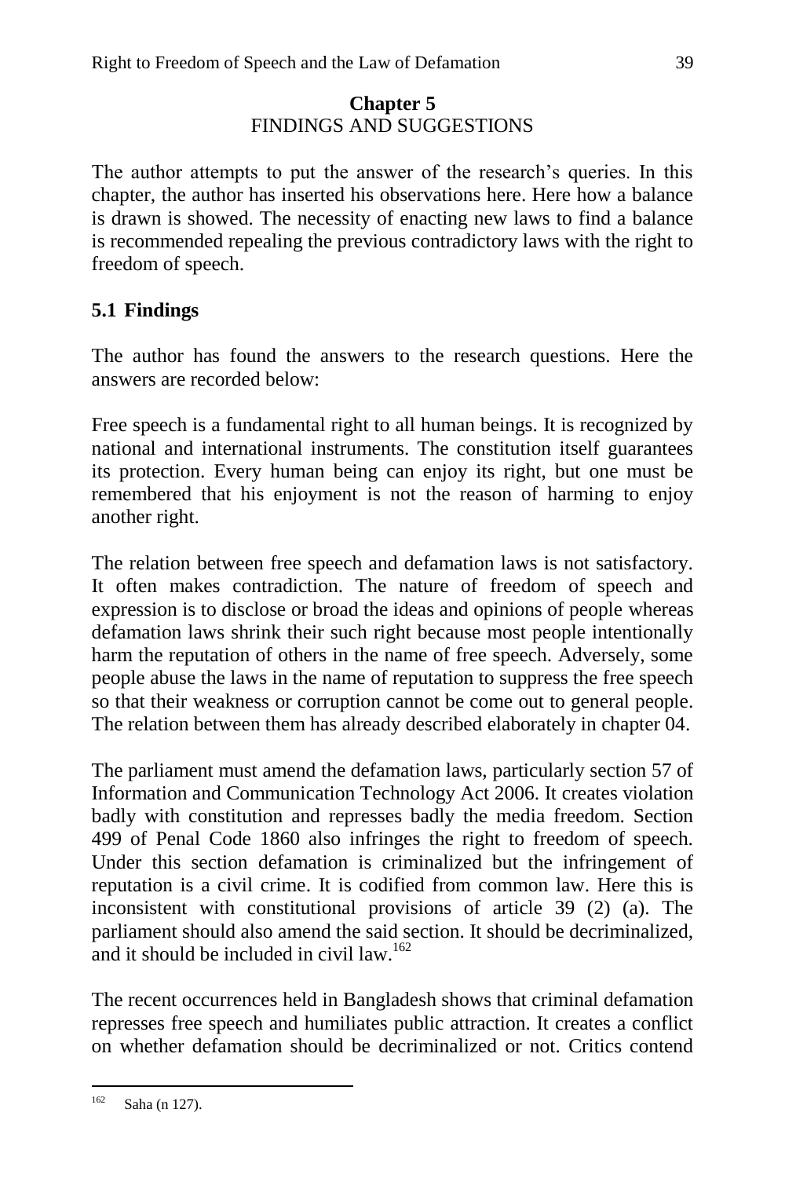## Chapter 5
## FINDINGS AND SUGGESTIONS

The author attempts to put the answer of the research's queries. In this chapter, the author has inserted his observations here. Here how a balance is drawn is showed. The necessity of enacting new laws to find a balance is recommended repealing the previous contradictory laws with the right to freedom of speech.

### 5.1 Findings

The author has found the answers to the research questions. Here the answers are recorded below:

Free speech is a fundamental right to all human beings. It is recognized by national and international instruments. The constitution itself guarantees its protection. Every human being can enjoy its right, but one must be remembered that his enjoyment is not the reason of harming to enjoy another right.

The relation between free speech and defamation laws is not satisfactory. It often makes contradiction. The nature of freedom of speech and expression is to disclose or broad the ideas and opinions of people whereas defamation laws shrink their such right because most people intentionally harm the reputation of others in the name of free speech. Adversely, some people abuse the laws in the name of reputation to suppress the free speech so that their weakness or corruption cannot be come out to general people. The relation between them has already described elaborately in chapter 04.

The parliament must amend the defamation laws, particularly section 57 of Information and Communication Technology Act 2006. It creates violation badly with constitution and represses badly the media freedom. Section 499 of Penal Code 1860 also infringes the right to freedom of speech. Under this section defamation is criminalized but the infringement of reputation is a civil crime. It is codified from common law. Here this is inconsistent with constitutional provisions of article 39 (2) (a). The parliament should also amend the said section. It should be decriminalized, and it should be included in civil law.[162]

The recent occurrences held in Bangladesh shows that criminal defamation represses free speech and humiliates public attraction. It creates a conflict on whether defamation should be decriminalized or not. Critics contend

[162] Saha (n 127).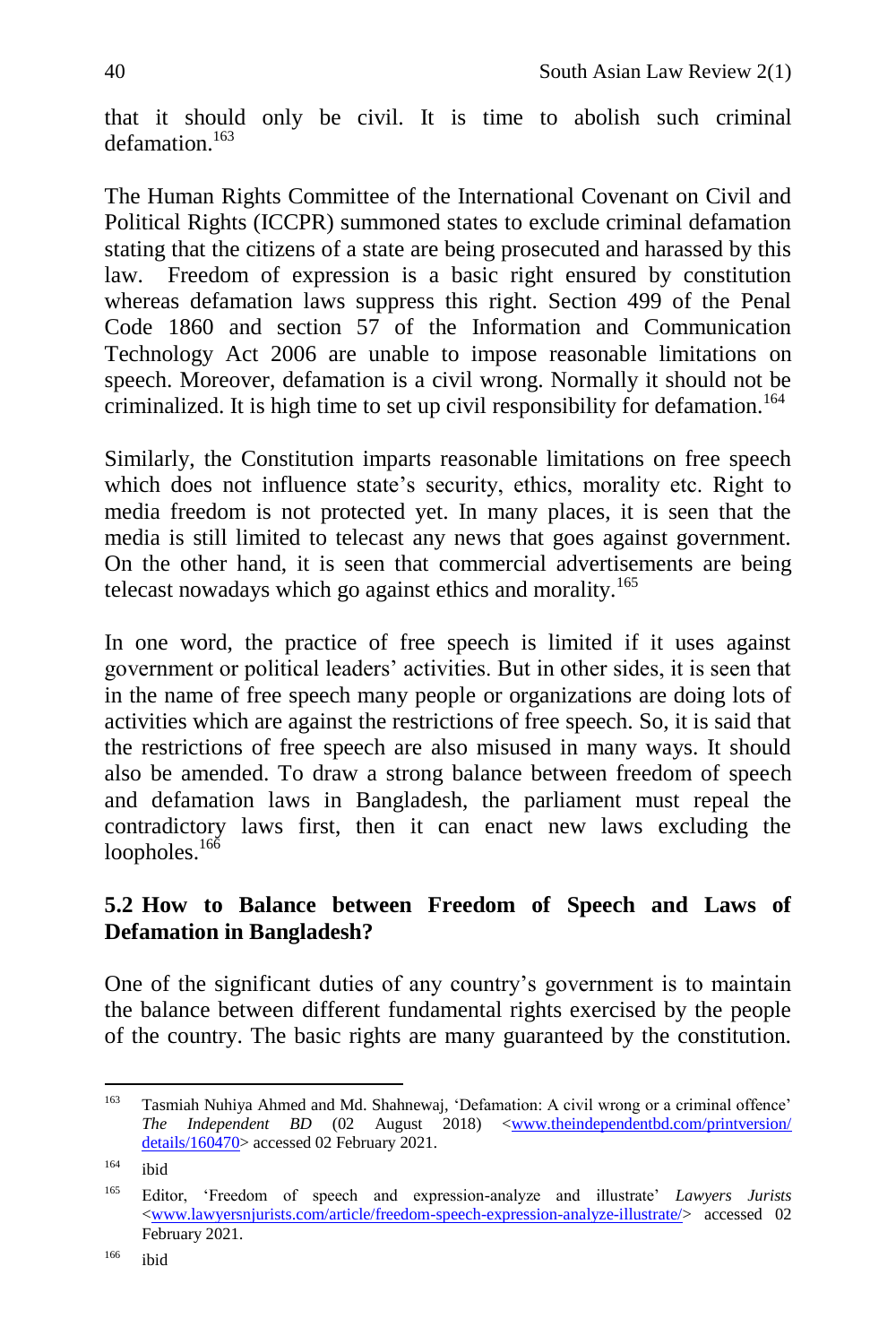that it should only be civil. It is time to abolish such criminal defamation.[163]

The Human Rights Committee of the International Covenant on Civil and Political Rights (ICCPR) summoned states to exclude criminal defamation stating that the citizens of a state are being prosecuted and harassed by this law. Freedom of expression is a basic right ensured by constitution whereas defamation laws suppress this right. Section 499 of the Penal Code 1860 and section 57 of the Information and Communication Technology Act 2006 are unable to impose reasonable limitations on speech. Moreover, defamation is a civil wrong. Normally it should not be criminalized. It is high time to set up civil responsibility for defamation.[164]

Similarly, the Constitution imparts reasonable limitations on free speech which does not influence state's security, ethics, morality etc. Right to media freedom is not protected yet. In many places, it is seen that the media is still limited to telecast any news that goes against government. On the other hand, it is seen that commercial advertisements are being telecast nowadays which go against ethics and morality.[165]

In one word, the practice of free speech is limited if it uses against government or political leaders' activities. But in other sides, it is seen that in the name of free speech many people or organizations are doing lots of activities which are against the restrictions of free speech. So, it is said that the restrictions of free speech are also misused in many ways. It should also be amended. To draw a strong balance between freedom of speech and defamation laws in Bangladesh, the parliament must repeal the contradictory laws first, then it can enact new laws excluding the loopholes.[166]

## 5.2 How to Balance between Freedom of Speech and Laws of Defamation in Bangladesh?

One of the significant duties of any country's government is to maintain the balance between different fundamental rights exercised by the people of the country. The basic rights are many guaranteed by the constitution.

---

[163] Tasmiah Nuhiya Ahmed and Md. Shahnewaj, 'Defamation: A civil wrong or a criminal offence' *The Independent BD* (02 August 2018) <www.theindependentbd.com/printversion/details/160470> accessed 02 February 2021.

[164] ibid

[165] Editor, 'Freedom of speech and expression-analyze and illustrate' *Lawyers Jurists* <www.lawyersnjurists.com/article/freedom-speech-expression-analyze-illustrate/> accessed 02 February 2021.

[166] ibid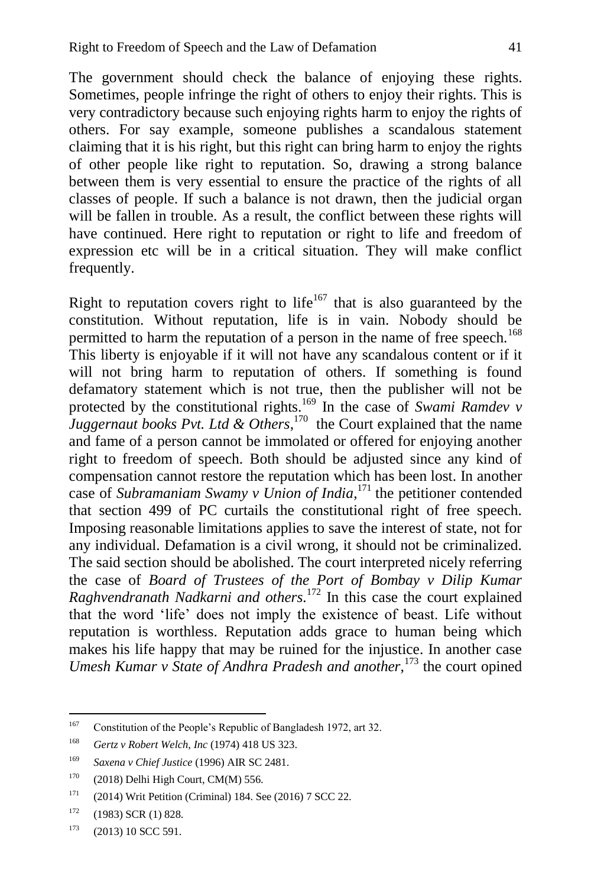The government should check the balance of enjoying these rights. Sometimes, people infringe the right of others to enjoy their rights. This is very contradictory because such enjoying rights harm to enjoy the rights of others. For say example, someone publishes a scandalous statement claiming that it is his right, but this right can bring harm to enjoy the rights of other people like right to reputation. So, drawing a strong balance between them is very essential to ensure the practice of the rights of all classes of people. If such a balance is not drawn, then the judicial organ will be fallen in trouble. As a result, the conflict between these rights will have continued. Here right to reputation or right to life and freedom of expression etc will be in a critical situation. They will make conflict frequently.

Right to reputation covers right to life[167] that is also guaranteed by the constitution. Without reputation, life is in vain. Nobody should be permitted to harm the reputation of a person in the name of free speech.[168] This liberty is enjoyable if it will not have any scandalous content or if it will not bring harm to reputation of others. If something is found defamatory statement which is not true, then the publisher will not be protected by the constitutional rights.[169] In the case of *Swami Ramdev v Juggernaut books Pvt. Ltd & Others*,[170] the Court explained that the name and fame of a person cannot be immolated or offered for enjoying another right to freedom of speech. Both should be adjusted since any kind of compensation cannot restore the reputation which has been lost. In another case of *Subramaniam Swamy v Union of India*,[171] the petitioner contended that section 499 of PC curtails the constitutional right of free speech. Imposing reasonable limitations applies to save the interest of state, not for any individual. Defamation is a civil wrong, it should not be criminalized. The said section should be abolished. The court interpreted nicely referring the case of *Board of Trustees of the Port of Bombay v Dilip Kumar Raghvendranath Nadkarni and others*.[172] In this case the court explained that the word 'life' does not imply the existence of beast. Life without reputation is worthless. Reputation adds grace to human being which makes his life happy that may be ruined for the injustice. In another case *Umesh Kumar v State of Andhra Pradesh and another*,[173] the court opined

---

[167] Constitution of the People's Republic of Bangladesh 1972, art 32.

[168] *Gertz v Robert Welch, Inc* (1974) 418 US 323.

[169] *Saxena v Chief Justice* (1996) AIR SC 2481.

[170] (2018) Delhi High Court, CM(M) 556.

[171] (2014) Writ Petition (Criminal) 184. See (2016) 7 SCC 22.

[172] (1983) SCR (1) 828.

[173] (2013) 10 SCC 591.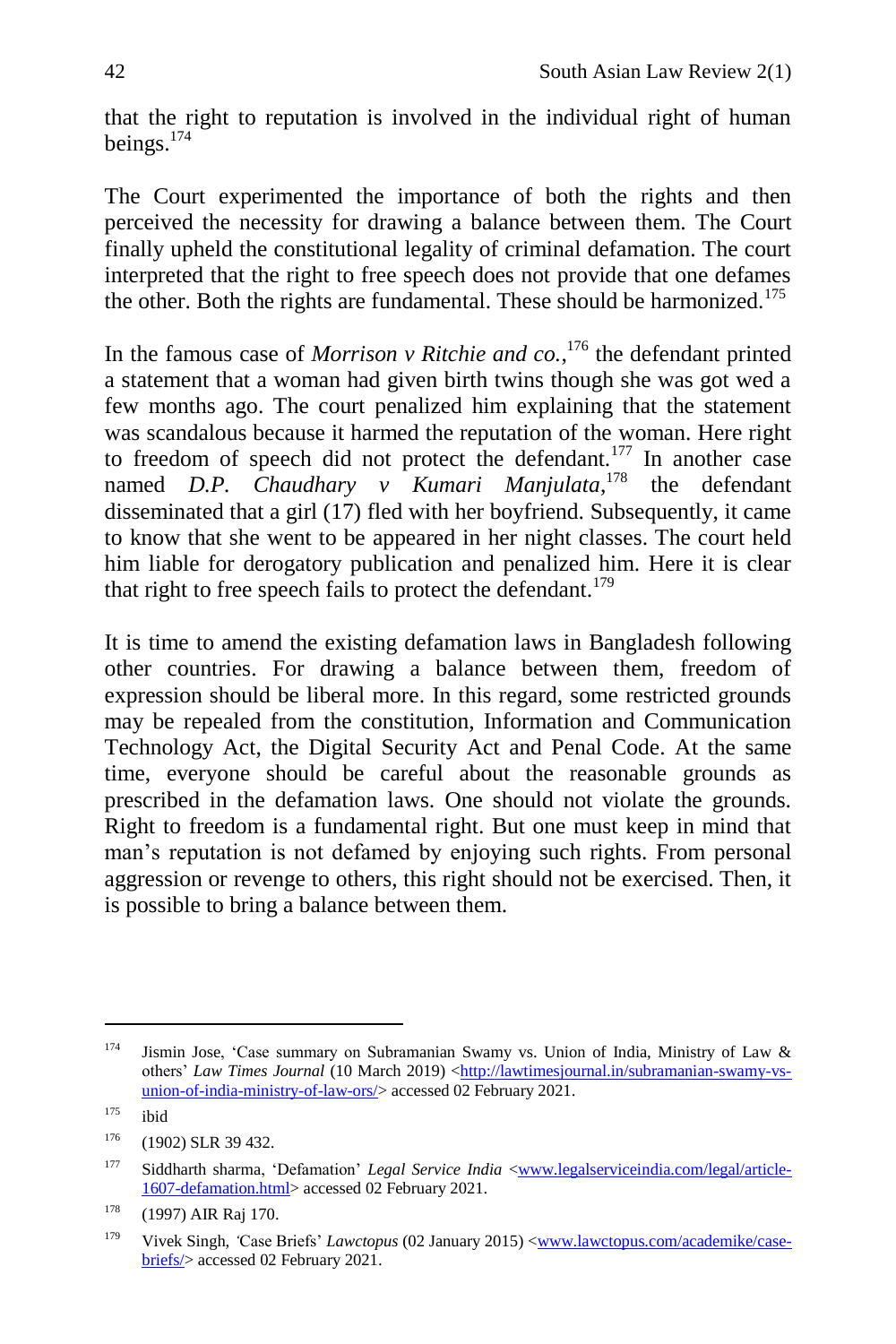that the right to reputation is involved in the individual right of human beings.[174]

The Court experimented the importance of both the rights and then perceived the necessity for drawing a balance between them. The Court finally upheld the constitutional legality of criminal defamation. The court interpreted that the right to free speech does not provide that one defames the other. Both the rights are fundamental. These should be harmonized.[175]

In the famous case of *Morrison v Ritchie and co.*,[176] the defendant printed a statement that a woman had given birth twins though she was got wed a few months ago. The court penalized him explaining that the statement was scandalous because it harmed the reputation of the woman. Here right to freedom of speech did not protect the defendant.[177] In another case named *D.P. Chaudhary v Kumari Manjulata*,[178] the defendant disseminated that a girl (17) fled with her boyfriend. Subsequently, it came to know that she went to be appeared in her night classes. The court held him liable for derogatory publication and penalized him. Here it is clear that right to free speech fails to protect the defendant.[179]

It is time to amend the existing defamation laws in Bangladesh following other countries. For drawing a balance between them, freedom of expression should be liberal more. In this regard, some restricted grounds may be repealed from the constitution, Information and Communication Technology Act, the Digital Security Act and Penal Code. At the same time, everyone should be careful about the reasonable grounds as prescribed in the defamation laws. One should not violate the grounds. Right to freedom is a fundamental right. But one must keep in mind that man's reputation is not defamed by enjoying such rights. From personal aggression or revenge to others, this right should not be exercised. Then, it is possible to bring a balance between them.

---

[174] Jismin Jose, 'Case summary on Subramanian Swamy vs. Union of India, Ministry of Law & others' *Law Times Journal* (10 March 2019) <http://lawtimesjournal.in/subramanian-swamy-vs-union-of-india-ministry-of-law-ors/> accessed 02 February 2021.

[175] ibid

[176] (1902) SLR 39 432.

[177] Siddharth sharma, 'Defamation' *Legal Service India* <www.legalserviceindia.com/legal/article-1607-defamation.html> accessed 02 February 2021.

[178] (1997) AIR Raj 170.

[179] Vivek Singh, 'Case Briefs' *Lawctopus* (02 January 2015) <www.lawctopus.com/academike/case-briefs/> accessed 02 February 2021.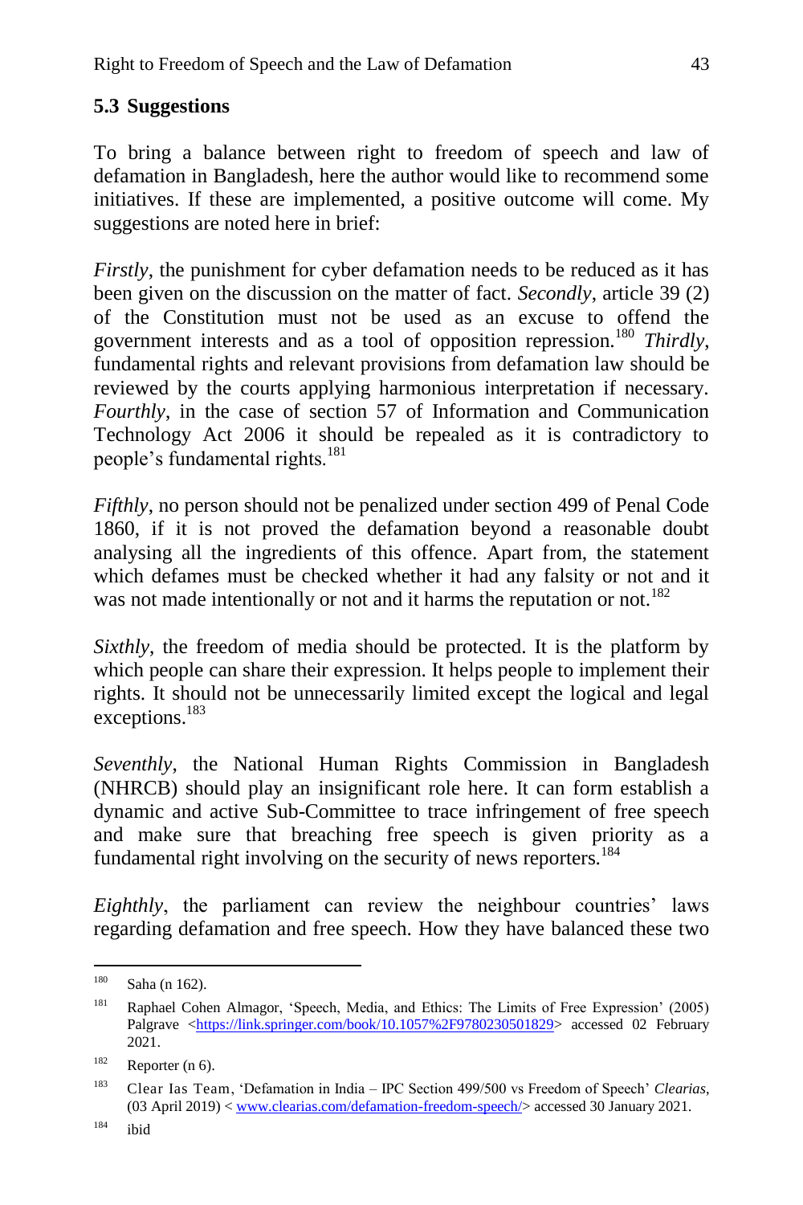## 5.3 Suggestions

To bring a balance between right to freedom of speech and law of defamation in Bangladesh, here the author would like to recommend some initiatives. If these are implemented, a positive outcome will come. My suggestions are noted here in brief:

*Firstly*, the punishment for cyber defamation needs to be reduced as it has been given on the discussion on the matter of fact. *Secondly*, article 39 (2) of the Constitution must not be used as an excuse to offend the government interests and as a tool of opposition repression.[180] *Thirdly*, fundamental rights and relevant provisions from defamation law should be reviewed by the courts applying harmonious interpretation if necessary. *Fourthly*, in the case of section 57 of Information and Communication Technology Act 2006 it should be repealed as it is contradictory to people's fundamental rights.[181]

*Fifthly*, no person should not be penalized under section 499 of Penal Code 1860, if it is not proved the defamation beyond a reasonable doubt analysing all the ingredients of this offence. Apart from, the statement which defames must be checked whether it had any falsity or not and it was not made intentionally or not and it harms the reputation or not.[182]

*Sixthly*, the freedom of media should be protected. It is the platform by which people can share their expression. It helps people to implement their rights. It should not be unnecessarily limited except the logical and legal exceptions.[183]

*Seventhly*, the National Human Rights Commission in Bangladesh (NHRCB) should play an insignificant role here. It can form establish a dynamic and active Sub-Committee to trace infringement of free speech and make sure that breaching free speech is given priority as a fundamental right involving on the security of news reporters.[184]

*Eighthly*, the parliament can review the neighbour countries' laws regarding defamation and free speech. How they have balanced these two

---

[180] Saha (n 162).

[181] Raphael Cohen Almagor, 'Speech, Media, and Ethics: The Limits of Free Expression' (2005) Palgrave <https://link.springer.com/book/10.1057%2F9780230501829> accessed 02 February 2021.

[182] Reporter (n 6).

[183] Clear Ias Team, 'Defamation in India – IPC Section 499/500 vs Freedom of Speech' *Clearias*, (03 April 2019) < www.clearias.com/defamation-freedom-speech/> accessed 30 January 2021.

[184] ibid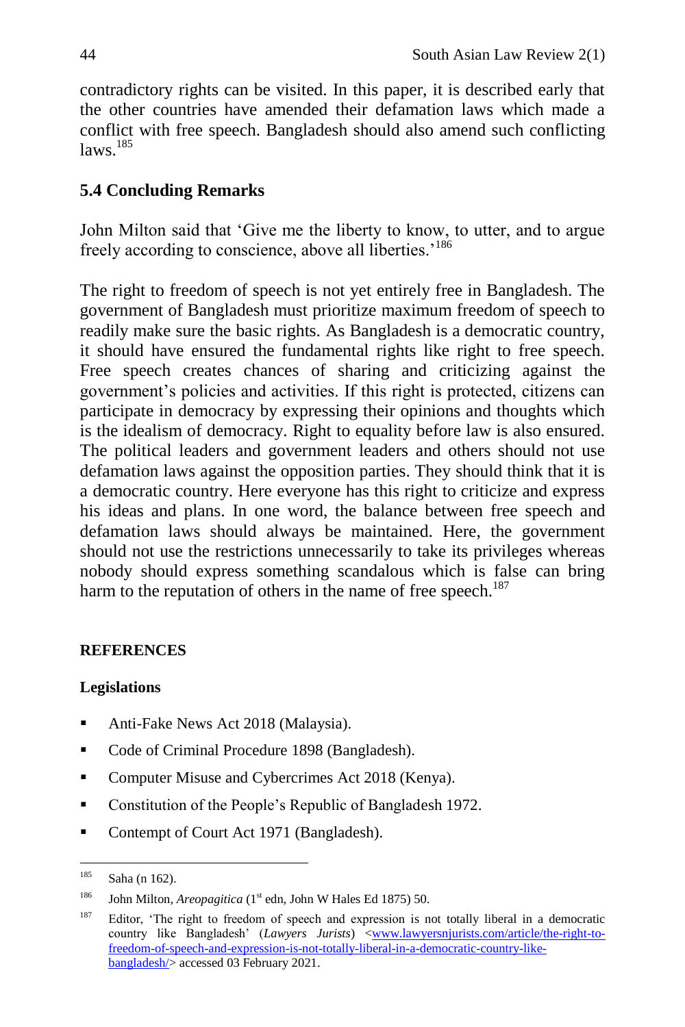contradictory rights can be visited. In this paper, it is described early that the other countries have amended their defamation laws which made a conflict with free speech. Bangladesh should also amend such conflicting laws.[185]

### 5.4 Concluding Remarks

John Milton said that 'Give me the liberty to know, to utter, and to argue freely according to conscience, above all liberties.'[186]

The right to freedom of speech is not yet entirely free in Bangladesh. The government of Bangladesh must prioritize maximum freedom of speech to readily make sure the basic rights. As Bangladesh is a democratic country, it should have ensured the fundamental rights like right to free speech. Free speech creates chances of sharing and criticizing against the government's policies and activities. If this right is protected, citizens can participate in democracy by expressing their opinions and thoughts which is the idealism of democracy. Right to equality before law is also ensured. The political leaders and government leaders and others should not use defamation laws against the opposition parties. They should think that it is a democratic country. Here everyone has this right to criticize and express his ideas and plans. In one word, the balance between free speech and defamation laws should always be maintained. Here, the government should not use the restrictions unnecessarily to take its privileges whereas nobody should express something scandalous which is false can bring harm to the reputation of others in the name of free speech.[187]

## REFERENCES

### Legislations

- Anti-Fake News Act 2018 (Malaysia).
- Code of Criminal Procedure 1898 (Bangladesh).
- Computer Misuse and Cybercrimes Act 2018 (Kenya).
- Constitution of the People's Republic of Bangladesh 1972.
- Contempt of Court Act 1971 (Bangladesh).

---

[185] Saha (n 162).

[186] John Milton, *Areopagitica* (1st edn, John W Hales Ed 1875) 50.

[187] Editor, 'The right to freedom of speech and expression is not totally liberal in a democratic country like Bangladesh' (*Lawyers Jurists*) <www.lawyersnjurists.com/article/the-right-to-freedom-of-speech-and-expression-is-not-totally-liberal-in-a-democratic-country-like-bangladesh/> accessed 03 February 2021.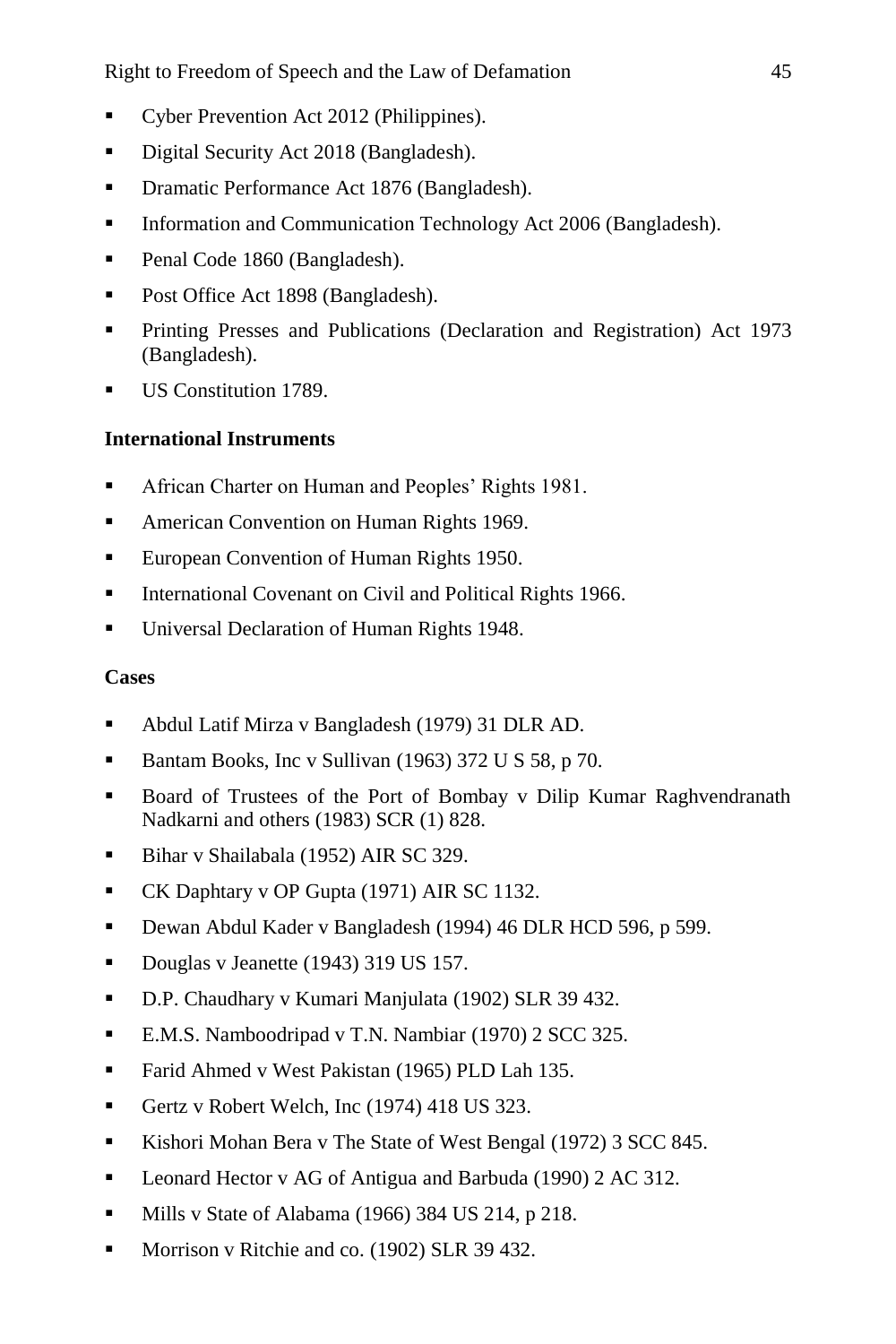- Cyber Prevention Act 2012 (Philippines).
- Digital Security Act 2018 (Bangladesh).
- Dramatic Performance Act 1876 (Bangladesh).
- Information and Communication Technology Act 2006 (Bangladesh).
- Penal Code 1860 (Bangladesh).
- Post Office Act 1898 (Bangladesh).
- Printing Presses and Publications (Declaration and Registration) Act 1973 (Bangladesh).
- US Constitution 1789.

**International Instruments**

- African Charter on Human and Peoples' Rights 1981.
- American Convention on Human Rights 1969.
- European Convention of Human Rights 1950.
- International Covenant on Civil and Political Rights 1966.
- Universal Declaration of Human Rights 1948.

**Cases**

- Abdul Latif Mirza v Bangladesh (1979) 31 DLR AD.
- Bantam Books, Inc v Sullivan (1963) 372 U S 58, p 70.
- Board of Trustees of the Port of Bombay v Dilip Kumar Raghvendranath Nadkarni and others (1983) SCR (1) 828.
- Bihar v Shailabala (1952) AIR SC 329.
- CK Daphtary v OP Gupta (1971) AIR SC 1132.
- Dewan Abdul Kader v Bangladesh (1994) 46 DLR HCD 596, p 599.
- Douglas v Jeanette (1943) 319 US 157.
- D.P. Chaudhary v Kumari Manjulata (1902) SLR 39 432.
- E.M.S. Namboodripad v T.N. Nambiar (1970) 2 SCC 325.
- Farid Ahmed v West Pakistan (1965) PLD Lah 135.
- Gertz v Robert Welch, Inc (1974) 418 US 323.
- Kishori Mohan Bera v The State of West Bengal (1972) 3 SCC 845.
- Leonard Hector v AG of Antigua and Barbuda (1990) 2 AC 312.
- Mills v State of Alabama (1966) 384 US 214, p 218.
- Morrison v Ritchie and co. (1902) SLR 39 432.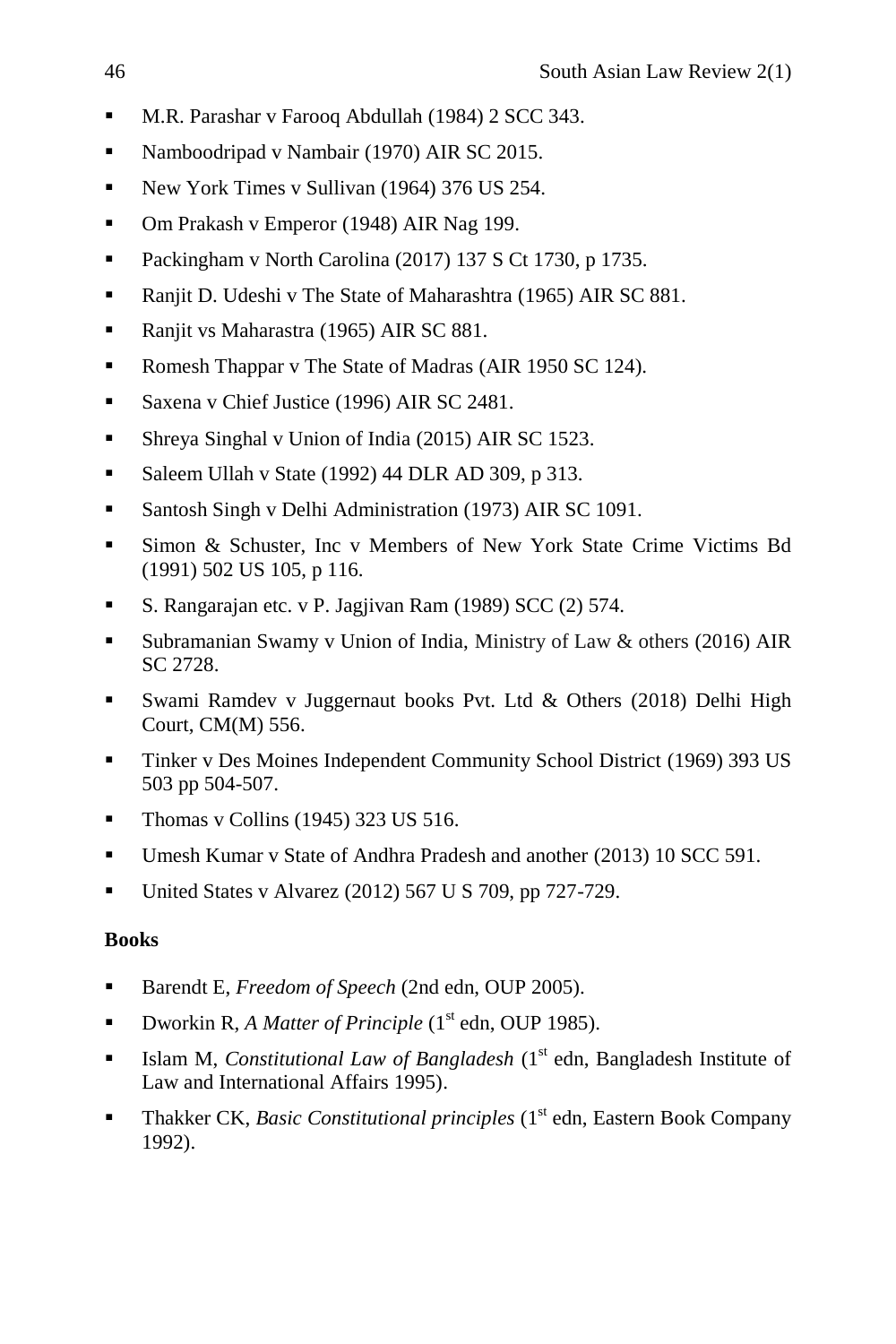- M.R. Parashar v Farooq Abdullah (1984) 2 SCC 343.
- Namboodripad v Nambair (1970) AIR SC 2015.
- New York Times v Sullivan (1964) 376 US 254.
- Om Prakash v Emperor (1948) AIR Nag 199.
- Packingham v North Carolina (2017) 137 S Ct 1730, p 1735.
- Ranjit D. Udeshi v The State of Maharashtra (1965) AIR SC 881.
- Ranjit vs Maharastra (1965) AIR SC 881.
- Romesh Thappar v The State of Madras (AIR 1950 SC 124).
- Saxena v Chief Justice (1996) AIR SC 2481.
- Shreya Singhal v Union of India (2015) AIR SC 1523.
- Saleem Ullah v State (1992) 44 DLR AD 309, p 313.
- Santosh Singh v Delhi Administration (1973) AIR SC 1091.
- Simon & Schuster, Inc v Members of New York State Crime Victims Bd (1991) 502 US 105, p 116.
- S. Rangarajan etc. v P. Jagjivan Ram (1989) SCC (2) 574.
- Subramanian Swamy v Union of India, Ministry of Law & others (2016) AIR SC 2728.
- Swami Ramdev v Juggernaut books Pvt. Ltd & Others (2018) Delhi High Court, CM(M) 556.
- Tinker v Des Moines Independent Community School District (1969) 393 US 503 pp 504-507.
- Thomas v Collins (1945) 323 US 516.
- Umesh Kumar v State of Andhra Pradesh and another (2013) 10 SCC 591.
- United States v Alvarez (2012) 567 U S 709, pp 727-729.

**Books**

- Barendt E, *Freedom of Speech* (2nd edn, OUP 2005).
- Dworkin R, *A Matter of Principle* (1st edn, OUP 1985).
- Islam M, *Constitutional Law of Bangladesh* (1st edn, Bangladesh Institute of Law and International Affairs 1995).
- Thakker CK, *Basic Constitutional principles* (1st edn, Eastern Book Company 1992).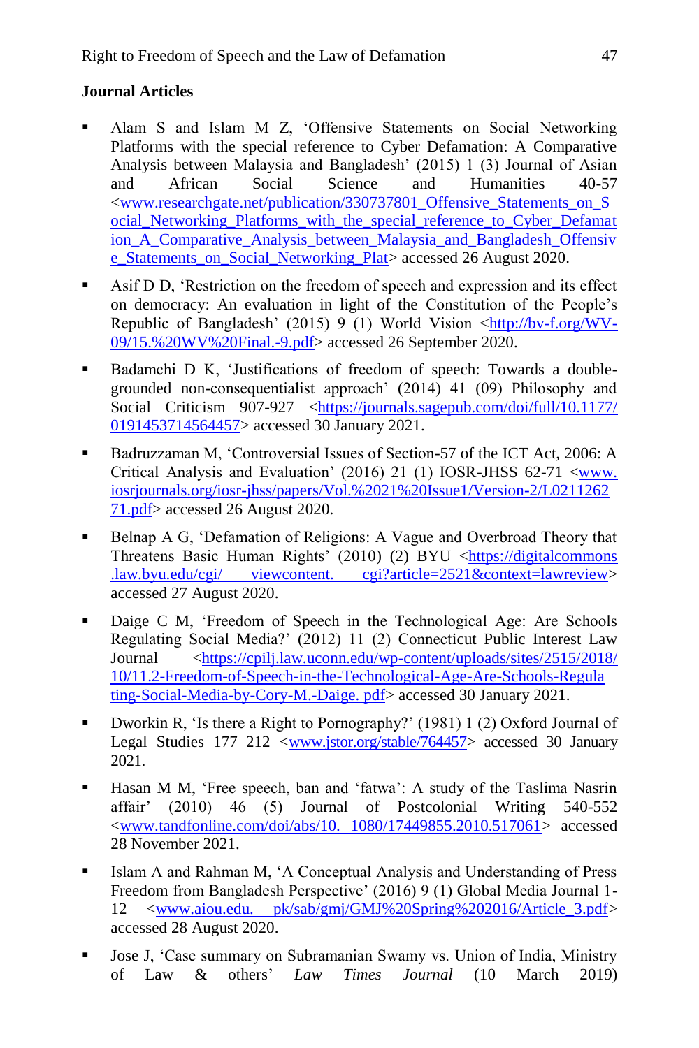### Journal Articles

- Alam S and Islam M Z, 'Offensive Statements on Social Networking Platforms with the special reference to Cyber Defamation: A Comparative Analysis between Malaysia and Bangladesh' (2015) 1 (3) Journal of Asian and African Social Science and Humanities 40-57 <www.researchgate.net/publication/330737801_Offensive_Statements_on_Social_Networking_Platforms_with_the_special_reference_to_Cyber_Defamation_A_Comparative_Analysis_between_Malaysia_and_Bangladesh_Offensive_Statements_on_Social_Networking_Plat> accessed 26 August 2020.

- Asif D D, 'Restriction on the freedom of speech and expression and its effect on democracy: An evaluation in light of the Constitution of the People's Republic of Bangladesh' (2015) 9 (1) World Vision <http://bv-f.org/WV-09/15.%20WV%20Final.-9.pdf> accessed 26 September 2020.

- Badamchi D K, 'Justifications of freedom of speech: Towards a double-grounded non-consequentialist approach' (2014) 41 (09) Philosophy and Social Criticism 907-927 <https://journals.sagepub.com/doi/full/10.1177/0191453714564457> accessed 30 January 2021.

- Badruzzaman M, 'Controversial Issues of Section-57 of the ICT Act, 2006: A Critical Analysis and Evaluation' (2016) 21 (1) IOSR-JHSS 62-71 <www.iosrjournals.org/iosr-jhss/papers/Vol.%2021%20Issue1/Version-2/L021126271.pdf> accessed 26 August 2020.

- Belnap A G, 'Defamation of Religions: A Vague and Overbroad Theory that Threatens Basic Human Rights' (2010) (2) BYU <https://digitalcommons.law.byu.edu/cgi/viewcontent.cgi?article=2521&context=lawreview> accessed 27 August 2020.

- Daige C M, 'Freedom of Speech in the Technological Age: Are Schools Regulating Social Media?' (2012) 11 (2) Connecticut Public Interest Law Journal <https://cpilj.law.uconn.edu/wp-content/uploads/sites/2515/2018/10/11.2-Freedom-of-Speech-in-the-Technological-Age-Are-Schools-Regulating-Social-Media-by-Cory-M.-Daige.pdf> accessed 30 January 2021.

- Dworkin R, 'Is there a Right to Pornography?' (1981) 1 (2) Oxford Journal of Legal Studies 177–212 <www.jstor.org/stable/764457> accessed 30 January 2021.

- Hasan M M, 'Free speech, ban and 'fatwa': A study of the Taslima Nasrin affair' (2010) 46 (5) Journal of Postcolonial Writing 540-552 <www.tandfonline.com/doi/abs/10.1080/17449855.2010.517061> accessed 28 November 2021.

- Islam A and Rahman M, 'A Conceptual Analysis and Understanding of Press Freedom from Bangladesh Perspective' (2016) 9 (1) Global Media Journal 1-12 <www.aiou.edu.pk/sab/gmj/GMJ%20Spring%202016/Article_3.pdf> accessed 28 August 2020.

- Jose J, 'Case summary on Subramanian Swamy vs. Union of India, Ministry of Law & others' *Law Times Journal* (10 March 2019)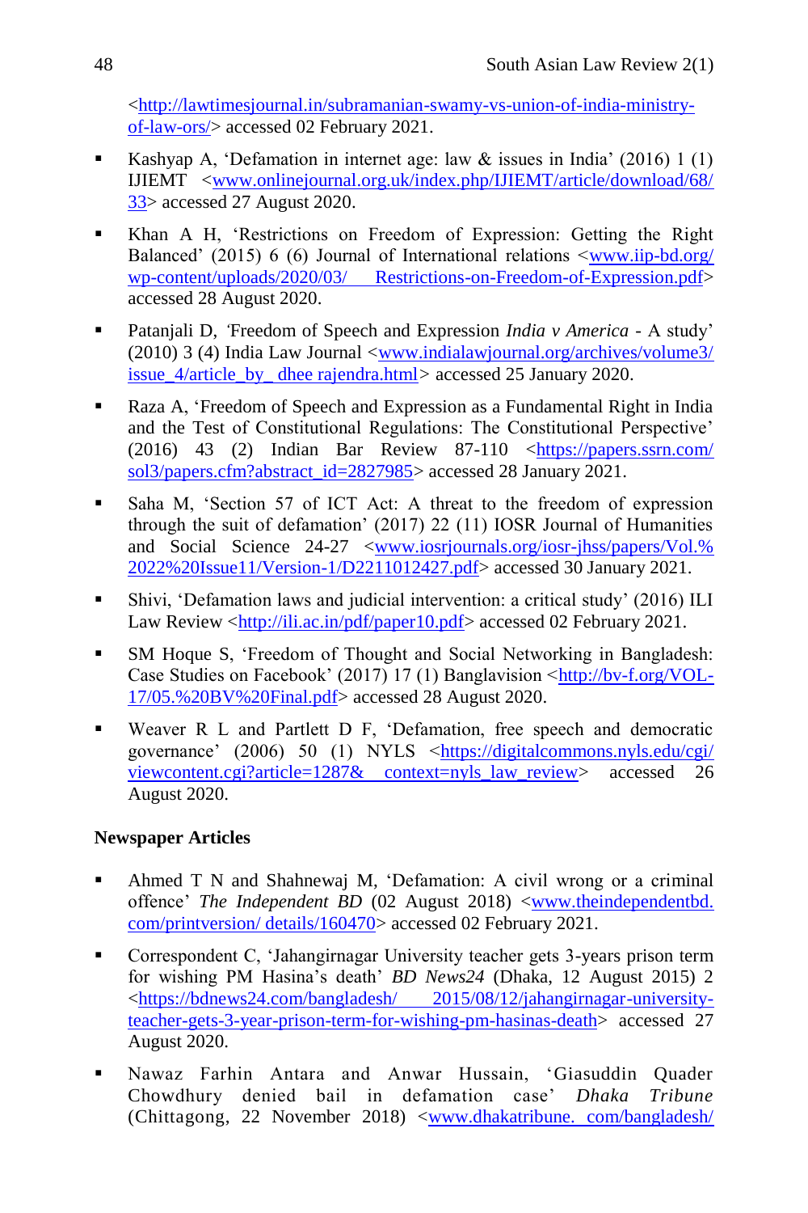<[http://lawtimesjournal.in/subramanian-swamy-vs-union-of-india-ministry-of-law-ors/](http://lawtimesjournal.in/subramanian-swamy-vs-union-of-india-ministry-of-law-ors/)> accessed 02 February 2021.

- Kashyap A, 'Defamation in internet age: law & issues in India' (2016) 1 (1) IJIEMT <[www.onlinejournal.org.uk/index.php/IJIEMT/article/download/68/33](www.onlinejournal.org.uk/index.php/IJIEMT/article/download/68/33)> accessed 27 August 2020.
- Khan A H, 'Restrictions on Freedom of Expression: Getting the Right Balanced' (2015) 6 (6) Journal of International relations <[www.iip-bd.org/wp-content/uploads/2020/03/ Restrictions-on-Freedom-of-Expression.pdf](www.iip-bd.org/wp-content/uploads/2020/03/Restrictions-on-Freedom-of-Expression.pdf)> accessed 28 August 2020.
- Patanjali D, 'Freedom of Speech and Expression *India v America* - A study' (2010) 3 (4) India Law Journal <[www.indialawjournal.org/archives/volume3/issue_4/article_by_ dhee rajendra.html](www.indialawjournal.org/archives/volume3/issue_4/article_by_dheerajendra.html)> accessed 25 January 2020.
- Raza A, 'Freedom of Speech and Expression as a Fundamental Right in India and the Test of Constitutional Regulations: The Constitutional Perspective' (2016) 43 (2) Indian Bar Review 87-110 <[https://papers.ssrn.com/sol3/papers.cfm?abstract_id=2827985](https://papers.ssrn.com/sol3/papers.cfm?abstract_id=2827985)> accessed 28 January 2021.
- Saha M, 'Section 57 of ICT Act: A threat to the freedom of expression through the suit of defamation' (2017) 22 (11) IOSR Journal of Humanities and Social Science 24-27 <[www.iosrjournals.org/iosr-jhss/papers/Vol.%2022%20Issue11/Version-1/D2211012427.pdf](www.iosrjournals.org/iosr-jhss/papers/Vol.%2022%20Issue11/Version-1/D2211012427.pdf)> accessed 30 January 2021.
- Shivi, 'Defamation laws and judicial intervention: a critical study' (2016) ILI Law Review <[http://ili.ac.in/pdf/paper10.pdf](http://ili.ac.in/pdf/paper10.pdf)> accessed 02 February 2021.
- SM Hoque S, 'Freedom of Thought and Social Networking in Bangladesh: Case Studies on Facebook' (2017) 17 (1) Banglavision <[http://bv-f.org/VOL-17/05.%20BV%20Final.pdf](http://bv-f.org/VOL-17/05.%20BV%20Final.pdf)> accessed 28 August 2020.
- Weaver R L and Partlett D F, 'Defamation, free speech and democratic governance' (2006) 50 (1) NYLS <[https://digitalcommons.nyls.edu/cgi/viewcontent.cgi?article=1287& context=nyls_law_review](https://digitalcommons.nyls.edu/cgi/viewcontent.cgi?article=1287&context=nyls_law_review)> accessed 26 August 2020.

**Newspaper Articles**

- Ahmed T N and Shahnewaj M, 'Defamation: A civil wrong or a criminal offence' *The Independent BD* (02 August 2018) <[www.theindependentbd.com/printversion/ details/160470](www.theindependentbd.com/printversion/details/160470)> accessed 02 February 2021.
- Correspondent C, 'Jahangirnagar University teacher gets 3-years prison term for wishing PM Hasina's death' *BD News24* (Dhaka, 12 August 2015) 2 <[https://bdnews24.com/bangladesh/ 2015/08/12/jahangirnagar-university-teacher-gets-3-year-prison-term-for-wishing-pm-hasinas-death](https://bdnews24.com/bangladesh/2015/08/12/jahangirnagar-university-teacher-gets-3-year-prison-term-for-wishing-pm-hasinas-death)> accessed 27 August 2020.
- Nawaz Farhin Antara and Anwar Hussain, 'Giasuddin Quader Chowdhury denied bail in defamation case' *Dhaka Tribune* (Chittagong, 22 November 2018) <www.dhakatribune. com/bangladesh/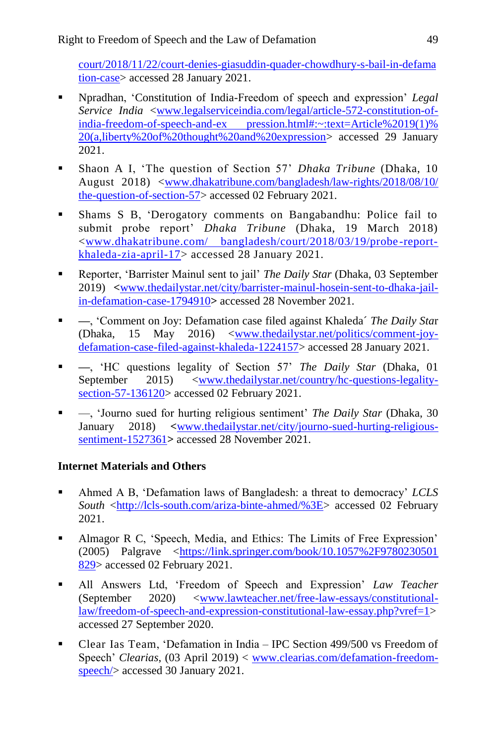court/2018/11/22/court-denies-giasuddin-quader-chowdhury-s-bail-in-defamation-case> accessed 28 January 2021.

- Npradhan, 'Constitution of India-Freedom of speech and expression' *Legal Service India* <www.legalserviceindia.com/legal/article-572-constitution-of-india-freedom-of-speech-and-ex pression.html#:~:text=Article%2019(1)%20(a,liberty%20of%20thought%20and%20expression> accessed 29 January 2021.
- Shaon A I, 'The question of Section 57' *Dhaka Tribune* (Dhaka, 10 August 2018) <www.dhakatribune.com/bangladesh/law-rights/2018/08/10/the-question-of-section-57> accessed 02 February 2021.
- Shams S B, 'Derogatory comments on Bangabandhu: Police fail to submit probe report' *Dhaka Tribune* (Dhaka, 19 March 2018) <www.dhakatribune.com/ bangladesh/court/2018/03/19/probe-report-khaleda-zia-april-17> accessed 28 January 2021.
- Reporter, 'Barrister Mainul sent to jail' *The Daily Star* (Dhaka, 03 September 2019) **<**www.thedailystar.net/city/barrister-mainul-hosein-sent-to-dhaka-jail-in-defamation-case-1794910**>** accessed 28 November 2021.
- —, 'Comment on Joy: Defamation case filed against Khaleda´ *The Daily Star* (Dhaka, 15 May 2016) <www.thedailystar.net/politics/comment-joy-defamation-case-filed-against-khaleda-1224157> accessed 28 January 2021.
- —, 'HC questions legality of Section 57' *The Daily Star* (Dhaka, 01 September 2015) <www.thedailystar.net/country/hc-questions-legality-section-57-136120> accessed 02 February 2021.
- —, 'Journo sued for hurting religious sentiment' *The Daily Star* (Dhaka, 30 January 2018) **<**www.thedailystar.net/city/journo-sued-hurting-religious-sentiment-1527361**>** accessed 28 November 2021.

**Internet Materials and Others**

- Ahmed A B, 'Defamation laws of Bangladesh: a threat to democracy' *LCLS South* <http://lcls-south.com/ariza-binte-ahmed/%3E> accessed 02 February 2021.
- Almagor R C, 'Speech, Media, and Ethics: The Limits of Free Expression' (2005) Palgrave <https://link.springer.com/book/10.1057%2F9780230501829> accessed 02 February 2021.
- All Answers Ltd, 'Freedom of Speech and Expression' *Law Teacher* (September 2020) <www.lawteacher.net/free-law-essays/constitutional-law/freedom-of-speech-and-expression-constitutional-law-essay.php?vref=1> accessed 27 September 2020.
- Clear Ias Team, 'Defamation in India – IPC Section 499/500 vs Freedom of Speech' *Clearias*, (03 April 2019) < www.clearias.com/defamation-freedom-speech/> accessed 30 January 2021.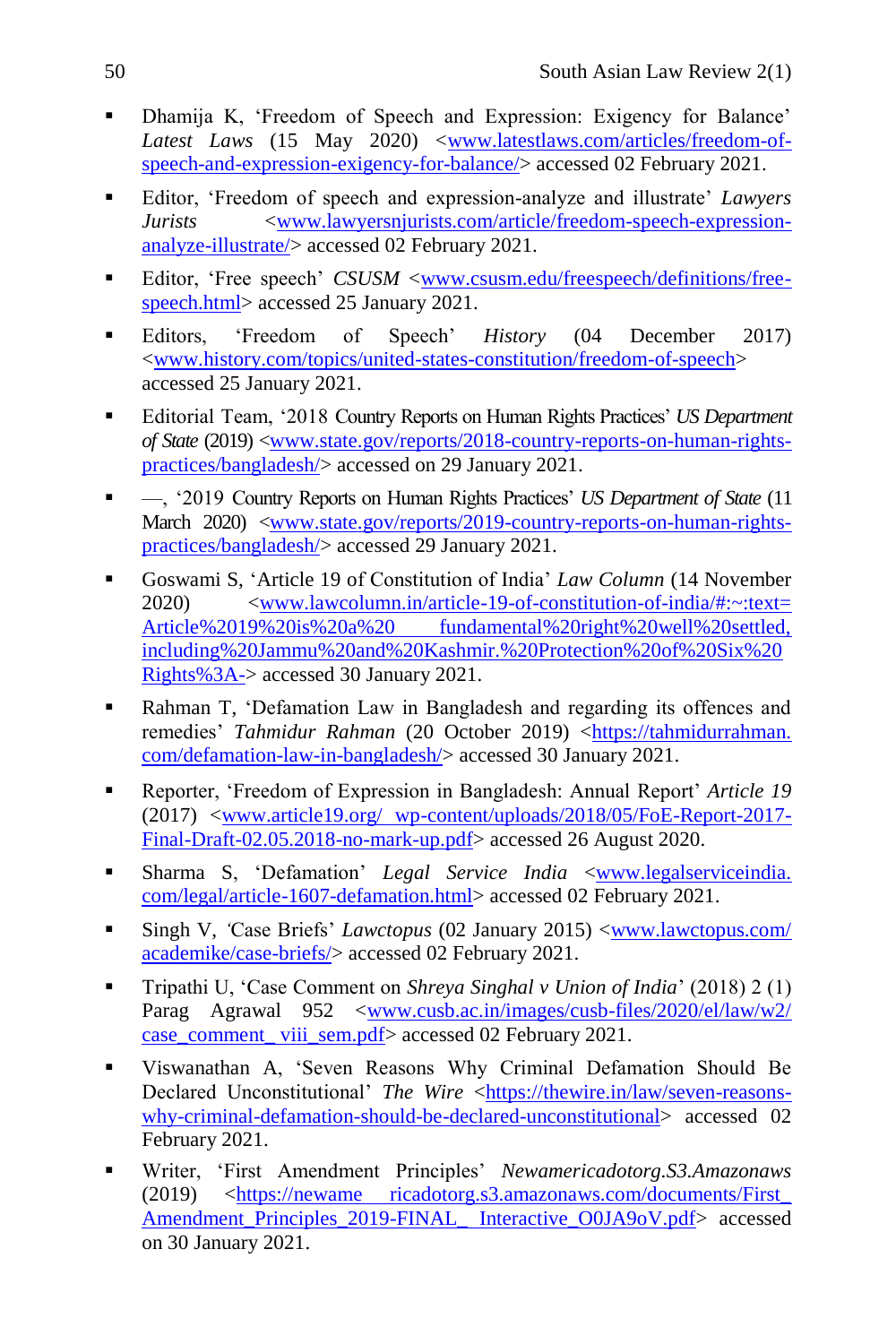- Dhamija K, 'Freedom of Speech and Expression: Exigency for Balance' *Latest Laws* (15 May 2020) <www.latestlaws.com/articles/freedom-of-speech-and-expression-exigency-for-balance/> accessed 02 February 2021.
- Editor, 'Freedom of speech and expression-analyze and illustrate' *Lawyers Jurists* <www.lawyersnjurists.com/article/freedom-speech-expression-analyze-illustrate/> accessed 02 February 2021.
- Editor, 'Free speech' *CSUSM* <www.csusm.edu/freespeech/definitions/free-speech.html> accessed 25 January 2021.
- Editors, 'Freedom of Speech' *History* (04 December 2017) <www.history.com/topics/united-states-constitution/freedom-of-speech> accessed 25 January 2021.
- Editorial Team, '2018 Country Reports on Human Rights Practices' *US Department of State* (2019) <www.state.gov/reports/2018-country-reports-on-human-rights-practices/bangladesh/> accessed on 29 January 2021.
- —, '2019 Country Reports on Human Rights Practices' *US Department of State* (11 March 2020) <www.state.gov/reports/2019-country-reports-on-human-rights-practices/bangladesh/> accessed 29 January 2021.
- Goswami S, 'Article 19 of Constitution of India' *Law Column* (14 November 2020) <www.lawcolumn.in/article-19-of-constitution-of-india/#:~:text=Article%2019%20is%20a%20 fundamental%20right%20well%20settled,including%20Jammu%20and%20Kashmir.%20Protection%20of%20Six%20Rights%3A-> accessed 30 January 2021.
- Rahman T, 'Defamation Law in Bangladesh and regarding its offences and remedies' *Tahmidur Rahman* (20 October 2019) <https://tahmidurrahman.com/defamation-law-in-bangladesh/> accessed 30 January 2021.
- Reporter, 'Freedom of Expression in Bangladesh: Annual Report' *Article 19* (2017) <www.article19.org/ wp-content/uploads/2018/05/FoE-Report-2017-Final-Draft-02.05.2018-no-mark-up.pdf> accessed 26 August 2020.
- Sharma S, 'Defamation' *Legal Service India* <www.legalserviceindia.com/legal/article-1607-defamation.html> accessed 02 February 2021.
- Singh V, 'Case Briefs' *Lawctopus* (02 January 2015) <www.lawctopus.com/academike/case-briefs/> accessed 02 February 2021.
- Tripathi U, 'Case Comment on *Shreya Singhal v Union of India*' (2018) 2 (1) Parag Agrawal 952 <www.cusb.ac.in/images/cusb-files/2020/el/law/w2/case_comment_ viii_sem.pdf> accessed 02 February 2021.
- Viswanathan A, 'Seven Reasons Why Criminal Defamation Should Be Declared Unconstitutional' *The Wire* <https://thewire.in/law/seven-reasons-why-criminal-defamation-should-be-declared-unconstitutional> accessed 02 February 2021.
- Writer, 'First Amendment Principles' *Newamericadotorg.S3.Amazonaws* (2019) <https://newame ricadotorg.s3.amazonaws.com/documents/First_Amendment_Principles_2019-FINAL_ Interactive_O0JA9oV.pdf> accessed on 30 January 2021.